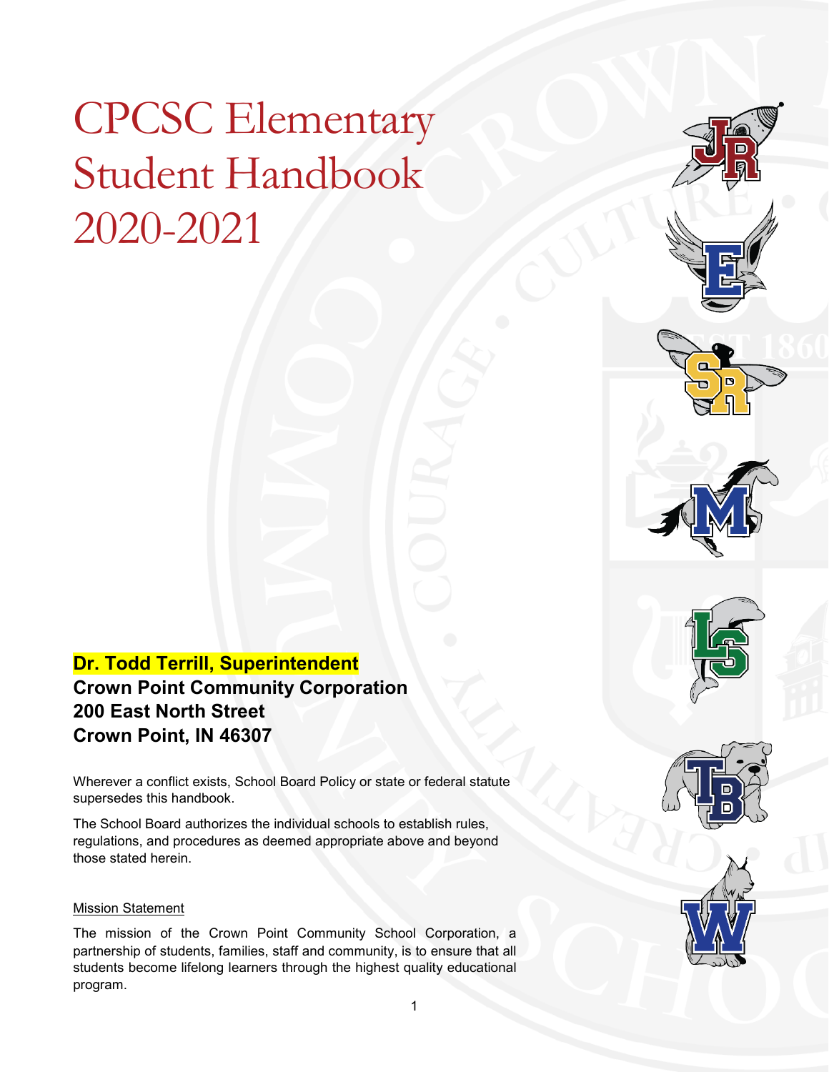# CPCSC Elementary Student Handbook 2020-2021

**Dr. Todd Terrill, Superintendent**
**Crown Point Community Corporation**
**200 East North Street**
**Crown Point, IN 46307**

Wherever a conflict exists, School Board Policy or state or federal statute supersedes this handbook.

The School Board authorizes the individual schools to establish rules, regulations, and procedures as deemed appropriate above and beyond those stated herein.

Mission Statement

The mission of the Crown Point Community School Corporation, a partnership of students, families, staff and community, is to ensure that all students become lifelong learners through the highest quality educational program.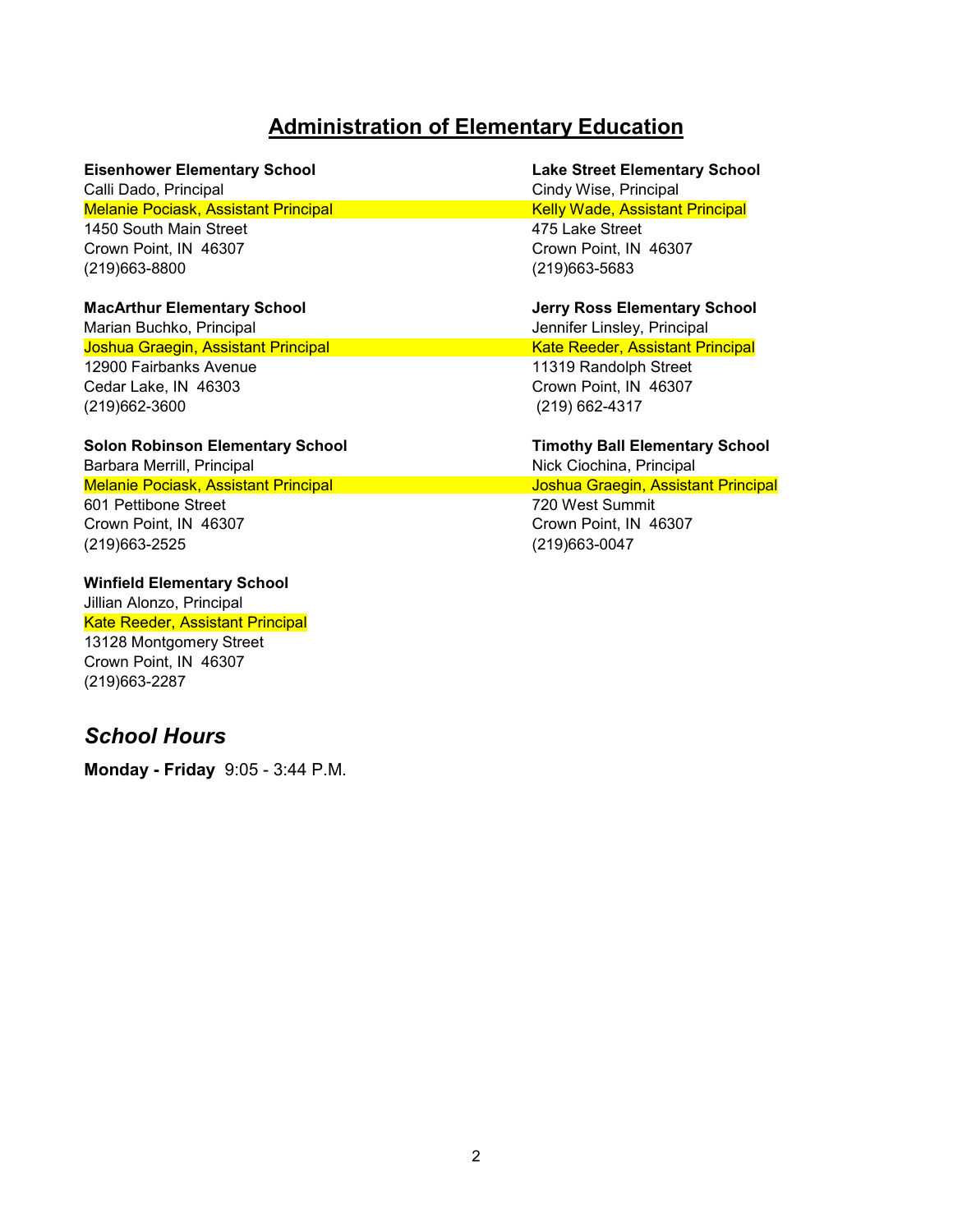# Administration of Elementary Education

**Eisenhower Elementary School**
Calli Dado, Principal
Melanie Pociask, Assistant Principal
1450 South Main Street
Crown Point, IN 46307
(219)663-8800

**Lake Street Elementary School**
Cindy Wise, Principal
Kelly Wade, Assistant Principal
475 Lake Street
Crown Point, IN 46307
(219)663-5683

**MacArthur Elementary School**
Marian Buchko, Principal
Joshua Graegin, Assistant Principal
12900 Fairbanks Avenue
Cedar Lake, IN 46303
(219)662-3600

**Jerry Ross Elementary School**
Jennifer Linsley, Principal
Kate Reeder, Assistant Principal
11319 Randolph Street
Crown Point, IN 46307
(219) 662-4317

**Solon Robinson Elementary School**
Barbara Merrill, Principal
Melanie Pociask, Assistant Principal
601 Pettibone Street
Crown Point, IN 46307
(219)663-2525

**Timothy Ball Elementary School**
Nick Ciochina, Principal
Joshua Graegin, Assistant Principal
720 West Summit
Crown Point, IN 46307
(219)663-0047

**Winfield Elementary School**
Jillian Alonzo, Principal
Kate Reeder, Assistant Principal
13128 Montgomery Street
Crown Point, IN 46307
(219)663-2287

## *School Hours*

**Monday - Friday** 9:05 - 3:44 P.M.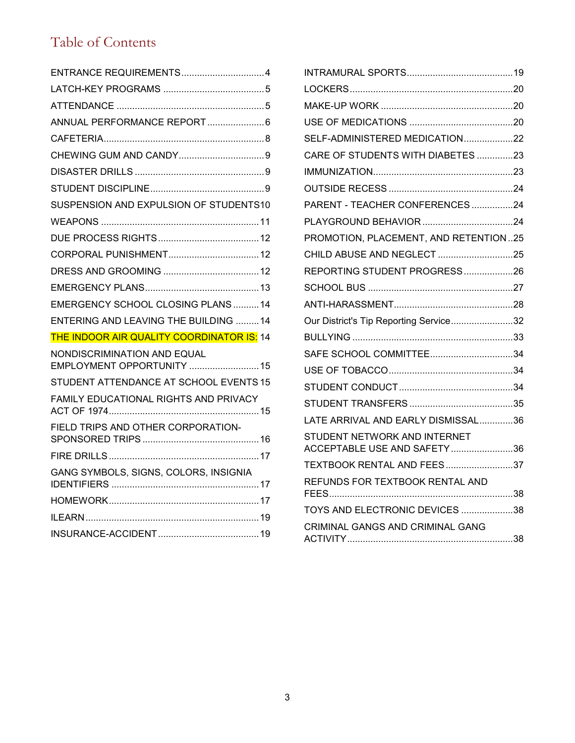# Table of Contents

- ENTRANCE REQUIREMENTS ................................ 4
- LATCH-KEY PROGRAMS ...................................... 5
- ATTENDANCE ......................................................... 5
- ANNUAL PERFORMANCE REPORT ...................... 6
- CAFETERIA ............................................................. 8
- CHEWING GUM AND CANDY ................................. 9
- DISASTER DRILLS .................................................. 9
- STUDENT DISCIPLINE ............................................ 9
- SUSPENSION AND EXPULSION OF STUDENTS 10
- WEAPONS ............................................................. 11
- DUE PROCESS RIGHTS ....................................... 12
- CORPORAL PUNISHMENT ................................... 12
- DRESS AND GROOMING ..................................... 12
- EMERGENCY PLANS ............................................ 13
- EMERGENCY SCHOOL CLOSING PLANS .......... 14
- ENTERING AND LEAVING THE BUILDING ......... 14
- THE INDOOR AIR QUALITY COORDINATOR IS: 14
- NONDISCRIMINATION AND EQUAL EMPLOYMENT OPPORTUNITY ........................... 15
- STUDENT ATTENDANCE AT SCHOOL EVENTS 15
- FAMILY EDUCATIONAL RIGHTS AND PRIVACY ACT OF 1974 .......................................................... 15
- FIELD TRIPS AND OTHER CORPORATION-SPONSORED TRIPS ............................................. 16
- FIRE DRILLS .......................................................... 17
- GANG SYMBOLS, SIGNS, COLORS, INSIGNIA IDENTIFIERS ........................................................ 17
- HOMEWORK .......................................................... 17
- ILEARN ................................................................... 19
- INSURANCE-ACCIDENT ....................................... 19
- INTRAMURAL SPORTS ......................................... 19
- LOCKERS ............................................................... 20
- MAKE-UP WORK ................................................... 20
- USE OF MEDICATIONS ........................................ 20
- SELF-ADMINISTERED MEDICATION ................... 22
- CARE OF STUDENTS WITH DIABETES .............. 23
- IMMUNIZATION ..................................................... 23
- OUTSIDE RECESS ................................................ 24
- PARENT - TEACHER CONFERENCES ................ 24
- PLAYGROUND BEHAVIOR ................................... 24
- PROMOTION, PLACEMENT, AND RETENTION .. 25
- CHILD ABUSE AND NEGLECT ............................. 25
- REPORTING STUDENT PROGRESS ................... 26
- SCHOOL BUS ........................................................ 27
- ANTI-HARASSMENT .............................................. 28
- Our District's Tip Reporting Service ......................... 32
- BULLYING .............................................................. 33
- SAFE SCHOOL COMMITTEE ................................ 34
- USE OF TOBACCO ................................................ 34
- STUDENT CONDUCT ............................................ 34
- STUDENT TRANSFERS ........................................ 35
- LATE ARRIVAL AND EARLY DISMISSAL ............. 36
- STUDENT NETWORK AND INTERNET ACCEPTABLE USE AND SAFETY ........................ 36
- TEXTBOOK RENTAL AND FEES .......................... 37
- REFUNDS FOR TEXTBOOK RENTAL AND FEES ...................................................................... 38
- TOYS AND ELECTRONIC DEVICES .................... 38
- CRIMINAL GANGS AND CRIMINAL GANG ACTIVITY ................................................................ 38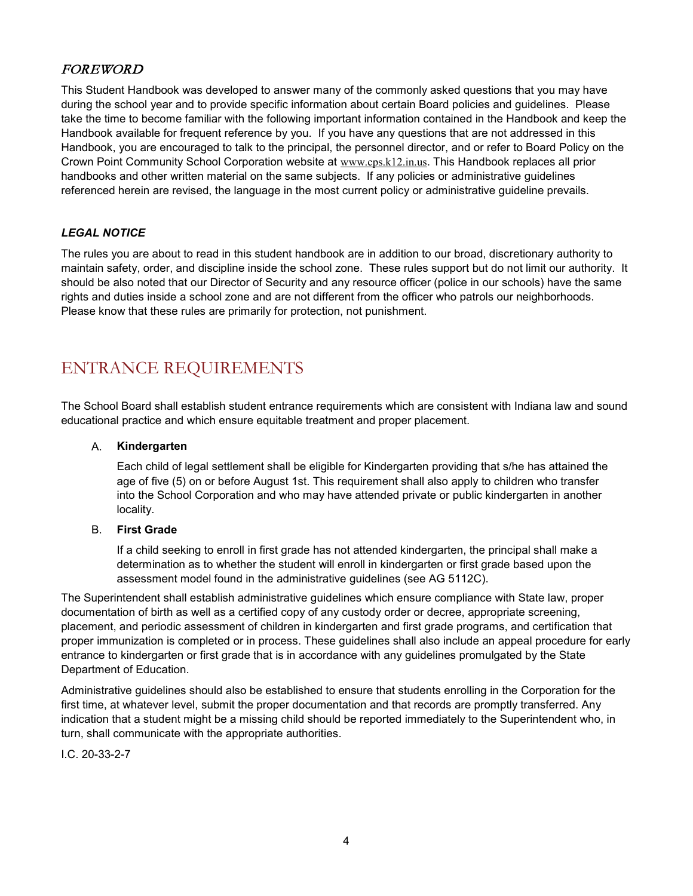## *FOREWORD*

This Student Handbook was developed to answer many of the commonly asked questions that you may have during the school year and to provide specific information about certain Board policies and guidelines. Please take the time to become familiar with the following important information contained in the Handbook and keep the Handbook available for frequent reference by you. If you have any questions that are not addressed in this Handbook, you are encouraged to talk to the principal, the personnel director, and or refer to Board Policy on the Crown Point Community School Corporation website at www.cps.k12.in.us. This Handbook replaces all prior handbooks and other written material on the same subjects. If any policies or administrative guidelines referenced herein are revised, the language in the most current policy or administrative guideline prevails.

### *LEGAL NOTICE*

The rules you are about to read in this student handbook are in addition to our broad, discretionary authority to maintain safety, order, and discipline inside the school zone. These rules support but do not limit our authority. It should be also noted that our Director of Security and any resource officer (police in our schools) have the same rights and duties inside a school zone and are not different from the officer who patrols our neighborhoods. Please know that these rules are primarily for protection, not punishment.

# ENTRANCE REQUIREMENTS

The School Board shall establish student entrance requirements which are consistent with Indiana law and sound educational practice and which ensure equitable treatment and proper placement.

A. **Kindergarten**

   Each child of legal settlement shall be eligible for Kindergarten providing that s/he has attained the age of five (5) on or before August 1st. This requirement shall also apply to children who transfer into the School Corporation and who may have attended private or public kindergarten in another locality.

B. **First Grade**

   If a child seeking to enroll in first grade has not attended kindergarten, the principal shall make a determination as to whether the student will enroll in kindergarten or first grade based upon the assessment model found in the administrative guidelines (see AG 5112C).

The Superintendent shall establish administrative guidelines which ensure compliance with State law, proper documentation of birth as well as a certified copy of any custody order or decree, appropriate screening, placement, and periodic assessment of children in kindergarten and first grade programs, and certification that proper immunization is completed or in process. These guidelines shall also include an appeal procedure for early entrance to kindergarten or first grade that is in accordance with any guidelines promulgated by the State Department of Education.

Administrative guidelines should also be established to ensure that students enrolling in the Corporation for the first time, at whatever level, submit the proper documentation and that records are promptly transferred. Any indication that a student might be a missing child should be reported immediately to the Superintendent who, in turn, shall communicate with the appropriate authorities.

I.C. 20-33-2-7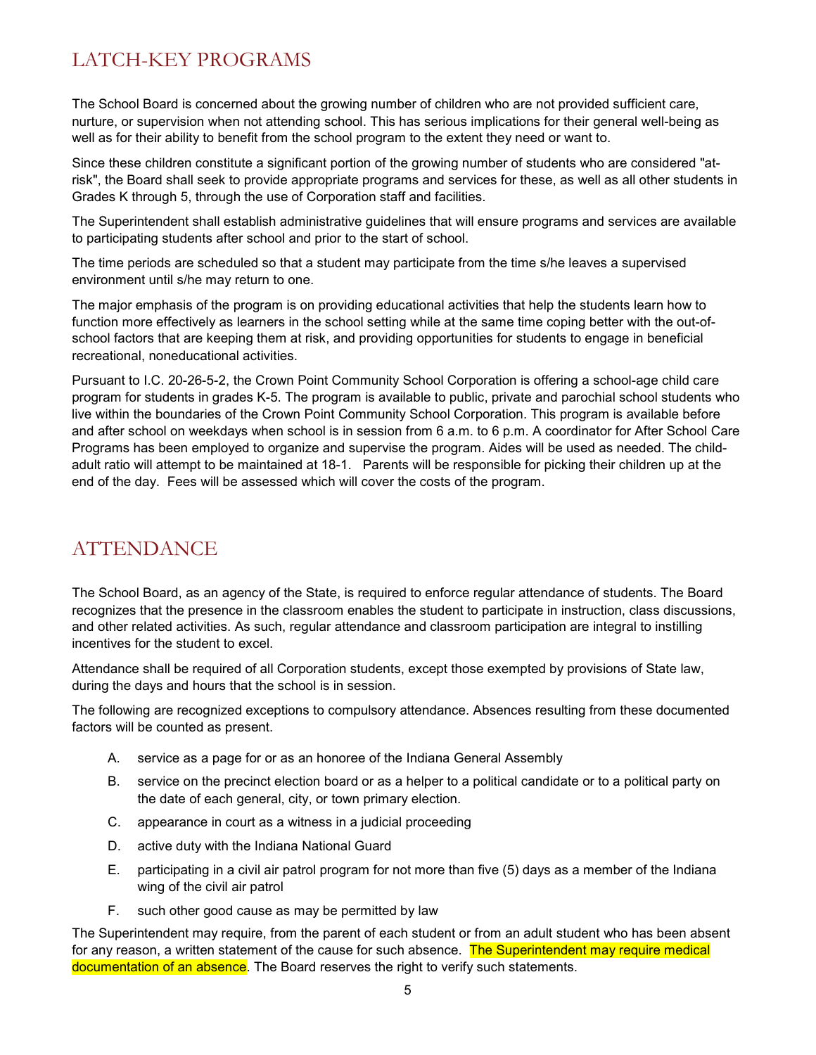## LATCH-KEY PROGRAMS

The School Board is concerned about the growing number of children who are not provided sufficient care, nurture, or supervision when not attending school. This has serious implications for their general well-being as well as for their ability to benefit from the school program to the extent they need or want to.

Since these children constitute a significant portion of the growing number of students who are considered "at-risk", the Board shall seek to provide appropriate programs and services for these, as well as all other students in Grades K through 5, through the use of Corporation staff and facilities.

The Superintendent shall establish administrative guidelines that will ensure programs and services are available to participating students after school and prior to the start of school.

The time periods are scheduled so that a student may participate from the time s/he leaves a supervised environment until s/he may return to one.

The major emphasis of the program is on providing educational activities that help the students learn how to function more effectively as learners in the school setting while at the same time coping better with the out-of-school factors that are keeping them at risk, and providing opportunities for students to engage in beneficial recreational, noneducational activities.

Pursuant to I.C. 20-26-5-2, the Crown Point Community School Corporation is offering a school-age child care program for students in grades K-5. The program is available to public, private and parochial school students who live within the boundaries of the Crown Point Community School Corporation. This program is available before and after school on weekdays when school is in session from 6 a.m. to 6 p.m. A coordinator for After School Care Programs has been employed to organize and supervise the program. Aides will be used as needed. The child-adult ratio will attempt to be maintained at 18-1. Parents will be responsible for picking their children up at the end of the day. Fees will be assessed which will cover the costs of the program.

## ATTENDANCE

The School Board, as an agency of the State, is required to enforce regular attendance of students. The Board recognizes that the presence in the classroom enables the student to participate in instruction, class discussions, and other related activities. As such, regular attendance and classroom participation are integral to instilling incentives for the student to excel.

Attendance shall be required of all Corporation students, except those exempted by provisions of State law, during the days and hours that the school is in session.

The following are recognized exceptions to compulsory attendance. Absences resulting from these documented factors will be counted as present.

A. service as a page for or as an honoree of the Indiana General Assembly

B. service on the precinct election board or as a helper to a political candidate or to a political party on the date of each general, city, or town primary election.

C. appearance in court as a witness in a judicial proceeding

D. active duty with the Indiana National Guard

E. participating in a civil air patrol program for not more than five (5) days as a member of the Indiana wing of the civil air patrol

F. such other good cause as may be permitted by law

The Superintendent may require, from the parent of each student or from an adult student who has been absent for any reason, a written statement of the cause for such absence. The Superintendent may require medical documentation of an absence. The Board reserves the right to verify such statements.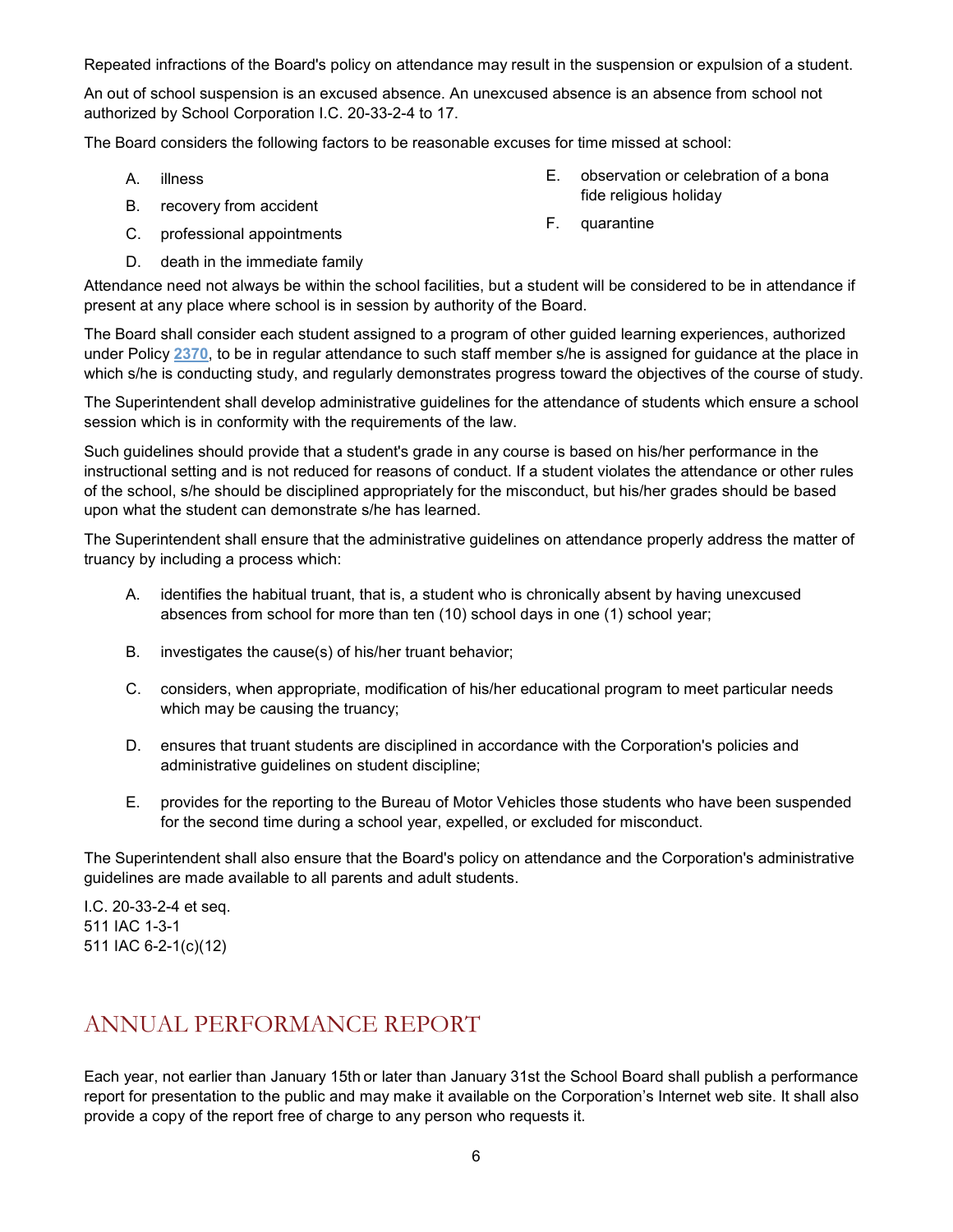Repeated infractions of the Board's policy on attendance may result in the suspension or expulsion of a student.

An out of school suspension is an excused absence. An unexcused absence is an absence from school not authorized by School Corporation I.C. 20-33-2-4 to 17.

The Board considers the following factors to be reasonable excuses for time missed at school:

A. illness

B. recovery from accident

C. professional appointments

D. death in the immediate family

E. observation or celebration of a bona fide religious holiday

F. quarantine

Attendance need not always be within the school facilities, but a student will be considered to be in attendance if present at any place where school is in session by authority of the Board.

The Board shall consider each student assigned to a program of other guided learning experiences, authorized under Policy **2370**, to be in regular attendance to such staff member s/he is assigned for guidance at the place in which s/he is conducting study, and regularly demonstrates progress toward the objectives of the course of study.

The Superintendent shall develop administrative guidelines for the attendance of students which ensure a school session which is in conformity with the requirements of the law.

Such guidelines should provide that a student's grade in any course is based on his/her performance in the instructional setting and is not reduced for reasons of conduct. If a student violates the attendance or other rules of the school, s/he should be disciplined appropriately for the misconduct, but his/her grades should be based upon what the student can demonstrate s/he has learned.

The Superintendent shall ensure that the administrative guidelines on attendance properly address the matter of truancy by including a process which:

A. identifies the habitual truant, that is, a student who is chronically absent by having unexcused absences from school for more than ten (10) school days in one (1) school year;

B. investigates the cause(s) of his/her truant behavior;

C. considers, when appropriate, modification of his/her educational program to meet particular needs which may be causing the truancy;

D. ensures that truant students are disciplined in accordance with the Corporation's policies and administrative guidelines on student discipline;

E. provides for the reporting to the Bureau of Motor Vehicles those students who have been suspended for the second time during a school year, expelled, or excluded for misconduct.

The Superintendent shall also ensure that the Board's policy on attendance and the Corporation's administrative guidelines are made available to all parents and adult students.

I.C. 20-33-2-4 et seq.
511 IAC 1-3-1
511 IAC 6-2-1(c)(12)

## ANNUAL PERFORMANCE REPORT

Each year, not earlier than January 15th or later than January 31st the School Board shall publish a performance report for presentation to the public and may make it available on the Corporation's Internet web site. It shall also provide a copy of the report free of charge to any person who requests it.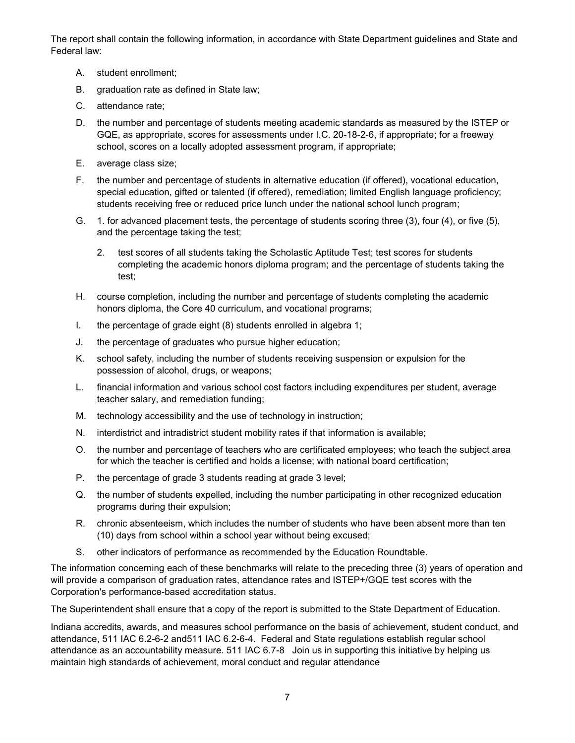The report shall contain the following information, in accordance with State Department guidelines and State and Federal law:

A. student enrollment;

B. graduation rate as defined in State law;

C. attendance rate;

D. the number and percentage of students meeting academic standards as measured by the ISTEP or GQE, as appropriate, scores for assessments under I.C. 20-18-2-6, if appropriate; for a freeway school, scores on a locally adopted assessment program, if appropriate;

E. average class size;

F. the number and percentage of students in alternative education (if offered), vocational education, special education, gifted or talented (if offered), remediation; limited English language proficiency; students receiving free or reduced price lunch under the national school lunch program;

G. 1. for advanced placement tests, the percentage of students scoring three (3), four (4), or five (5), and the percentage taking the test;

   2. test scores of all students taking the Scholastic Aptitude Test; test scores for students completing the academic honors diploma program; and the percentage of students taking the test;

H. course completion, including the number and percentage of students completing the academic honors diploma, the Core 40 curriculum, and vocational programs;

I. the percentage of grade eight (8) students enrolled in algebra 1;

J. the percentage of graduates who pursue higher education;

K. school safety, including the number of students receiving suspension or expulsion for the possession of alcohol, drugs, or weapons;

L. financial information and various school cost factors including expenditures per student, average teacher salary, and remediation funding;

M. technology accessibility and the use of technology in instruction;

N. interdistrict and intradistrict student mobility rates if that information is available;

O. the number and percentage of teachers who are certificated employees; who teach the subject area for which the teacher is certified and holds a license; with national board certification;

P. the percentage of grade 3 students reading at grade 3 level;

Q. the number of students expelled, including the number participating in other recognized education programs during their expulsion;

R. chronic absenteeism, which includes the number of students who have been absent more than ten (10) days from school within a school year without being excused;

S. other indicators of performance as recommended by the Education Roundtable.

The information concerning each of these benchmarks will relate to the preceding three (3) years of operation and will provide a comparison of graduation rates, attendance rates and ISTEP+/GQE test scores with the Corporation's performance-based accreditation status.

The Superintendent shall ensure that a copy of the report is submitted to the State Department of Education.

Indiana accredits, awards, and measures school performance on the basis of achievement, student conduct, and attendance, 511 IAC 6.2-6-2 and511 IAC 6.2-6-4. Federal and State regulations establish regular school attendance as an accountability measure. 511 IAC 6.7-8 Join us in supporting this initiative by helping us maintain high standards of achievement, moral conduct and regular attendance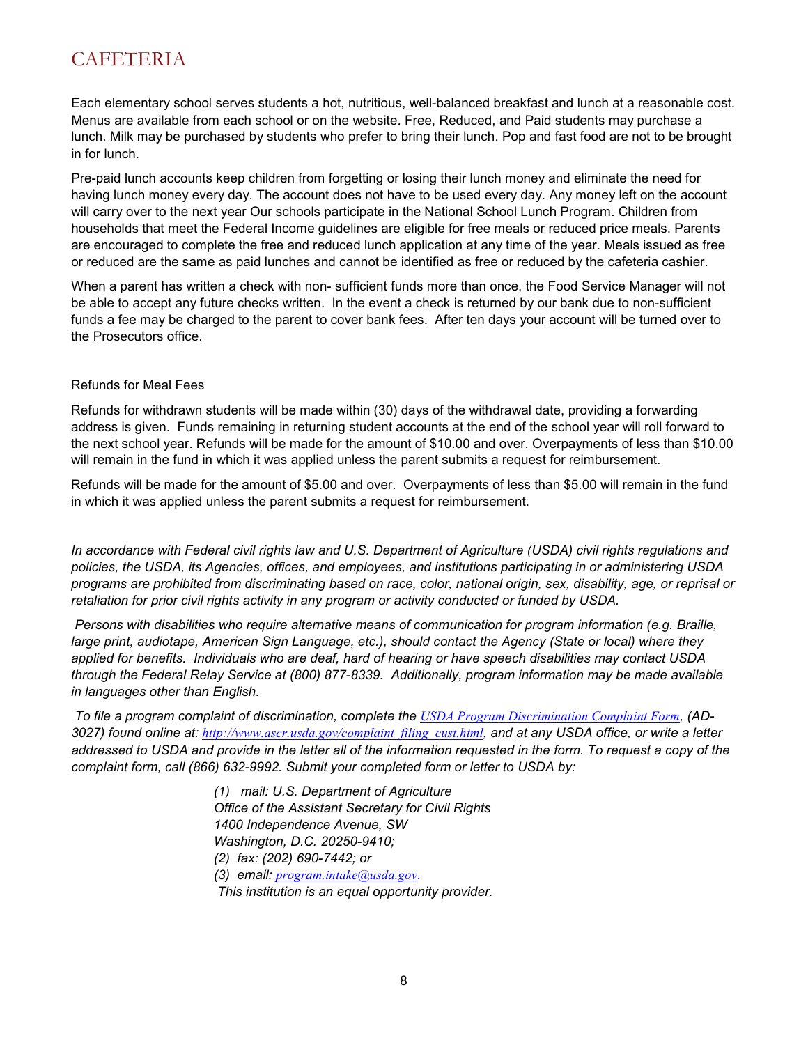# CAFETERIA

Each elementary school serves students a hot, nutritious, well-balanced breakfast and lunch at a reasonable cost. Menus are available from each school or on the website. Free, Reduced, and Paid students may purchase a lunch. Milk may be purchased by students who prefer to bring their lunch. Pop and fast food are not to be brought in for lunch.

Pre-paid lunch accounts keep children from forgetting or losing their lunch money and eliminate the need for having lunch money every day. The account does not have to be used every day. Any money left on the account will carry over to the next year Our schools participate in the National School Lunch Program. Children from households that meet the Federal Income guidelines are eligible for free meals or reduced price meals. Parents are encouraged to complete the free and reduced lunch application at any time of the year. Meals issued as free or reduced are the same as paid lunches and cannot be identified as free or reduced by the cafeteria cashier.

When a parent has written a check with non- sufficient funds more than once, the Food Service Manager will not be able to accept any future checks written. In the event a check is returned by our bank due to non-sufficient funds a fee may be charged to the parent to cover bank fees. After ten days your account will be turned over to the Prosecutors office.

Refunds for Meal Fees

Refunds for withdrawn students will be made within (30) days of the withdrawal date, providing a forwarding address is given. Funds remaining in returning student accounts at the end of the school year will roll forward to the next school year. Refunds will be made for the amount of $10.00 and over. Overpayments of less than $10.00 will remain in the fund in which it was applied unless the parent submits a request for reimbursement.

Refunds will be made for the amount of $5.00 and over. Overpayments of less than $5.00 will remain in the fund in which it was applied unless the parent submits a request for reimbursement.

*In accordance with Federal civil rights law and U.S. Department of Agriculture (USDA) civil rights regulations and policies, the USDA, its Agencies, offices, and employees, and institutions participating in or administering USDA programs are prohibited from discriminating based on race, color, national origin, sex, disability, age, or reprisal or retaliation for prior civil rights activity in any program or activity conducted or funded by USDA.*

*Persons with disabilities who require alternative means of communication for program information (e.g. Braille, large print, audiotape, American Sign Language, etc.), should contact the Agency (State or local) where they applied for benefits. Individuals who are deaf, hard of hearing or have speech disabilities may contact USDA through the Federal Relay Service at (800) 877-8339. Additionally, program information may be made available in languages other than English.*

*To file a program complaint of discrimination, complete the [USDA Program Discrimination Complaint Form](http://www.ascr.usda.gov/complaint_filing_cust.html), (AD-3027) found online at: [http://www.ascr.usda.gov/complaint_filing_cust.html](http://www.ascr.usda.gov/complaint_filing_cust.html), and at any USDA office, or write a letter addressed to USDA and provide in the letter all of the information requested in the form. To request a copy of the complaint form, call (866) 632-9992. Submit your completed form or letter to USDA by:*

*(1) mail: U.S. Department of Agriculture*
*Office of the Assistant Secretary for Civil Rights*
*1400 Independence Avenue, SW*
*Washington, D.C. 20250-9410;*
*(2) fax: (202) 690-7442; or*
*(3) email: [program.intake@usda.gov](mailto:program.intake@usda.gov).*
*This institution is an equal opportunity provider.*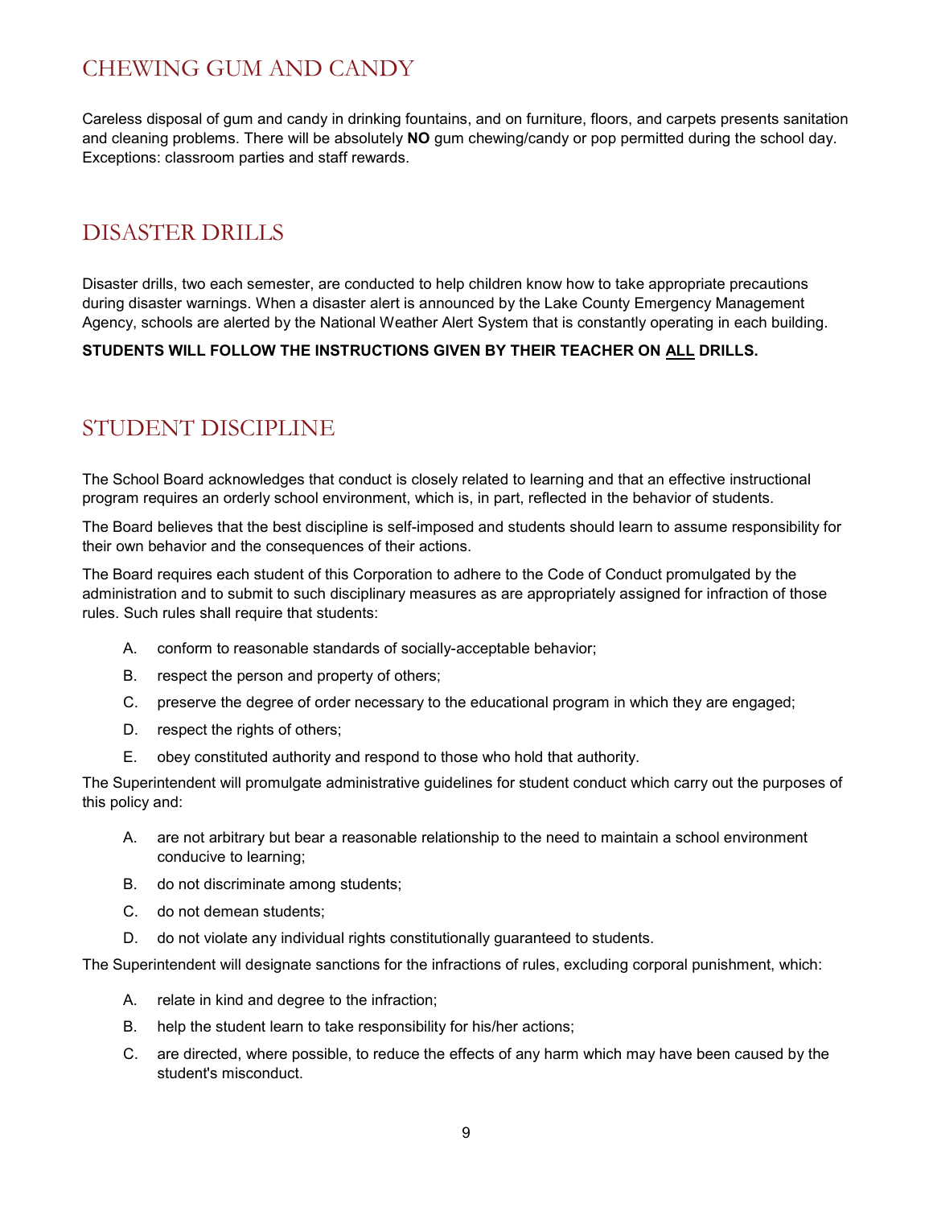## CHEWING GUM AND CANDY

Careless disposal of gum and candy in drinking fountains, and on furniture, floors, and carpets presents sanitation and cleaning problems. There will be absolutely **NO** gum chewing/candy or pop permitted during the school day. Exceptions: classroom parties and staff rewards.

## DISASTER DRILLS

Disaster drills, two each semester, are conducted to help children know how to take appropriate precautions during disaster warnings. When a disaster alert is announced by the Lake County Emergency Management Agency, schools are alerted by the National Weather Alert System that is constantly operating in each building.

**STUDENTS WILL FOLLOW THE INSTRUCTIONS GIVEN BY THEIR TEACHER ON ALL DRILLS.**

## STUDENT DISCIPLINE

The School Board acknowledges that conduct is closely related to learning and that an effective instructional program requires an orderly school environment, which is, in part, reflected in the behavior of students.

The Board believes that the best discipline is self-imposed and students should learn to assume responsibility for their own behavior and the consequences of their actions.

The Board requires each student of this Corporation to adhere to the Code of Conduct promulgated by the administration and to submit to such disciplinary measures as are appropriately assigned for infraction of those rules. Such rules shall require that students:

A. conform to reasonable standards of socially-acceptable behavior;

B. respect the person and property of others;

C. preserve the degree of order necessary to the educational program in which they are engaged;

D. respect the rights of others;

E. obey constituted authority and respond to those who hold that authority.

The Superintendent will promulgate administrative guidelines for student conduct which carry out the purposes of this policy and:

A. are not arbitrary but bear a reasonable relationship to the need to maintain a school environment conducive to learning;

B. do not discriminate among students;

C. do not demean students;

D. do not violate any individual rights constitutionally guaranteed to students.

The Superintendent will designate sanctions for the infractions of rules, excluding corporal punishment, which:

A. relate in kind and degree to the infraction;

B. help the student learn to take responsibility for his/her actions;

C. are directed, where possible, to reduce the effects of any harm which may have been caused by the student's misconduct.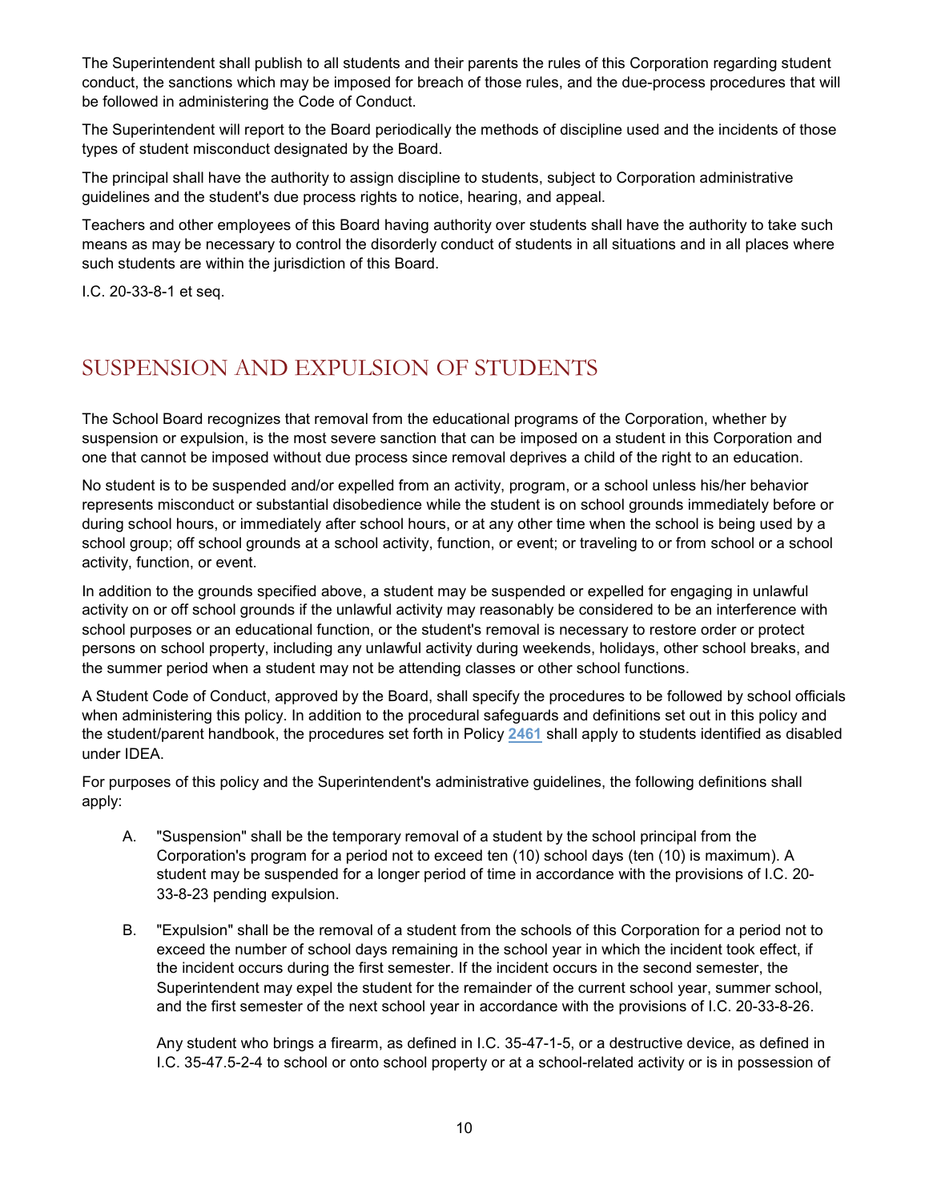The Superintendent shall publish to all students and their parents the rules of this Corporation regarding student conduct, the sanctions which may be imposed for breach of those rules, and the due-process procedures that will be followed in administering the Code of Conduct.

The Superintendent will report to the Board periodically the methods of discipline used and the incidents of those types of student misconduct designated by the Board.

The principal shall have the authority to assign discipline to students, subject to Corporation administrative guidelines and the student's due process rights to notice, hearing, and appeal.

Teachers and other employees of this Board having authority over students shall have the authority to take such means as may be necessary to control the disorderly conduct of students in all situations and in all places where such students are within the jurisdiction of this Board.

I.C. 20-33-8-1 et seq.

## SUSPENSION AND EXPULSION OF STUDENTS

The School Board recognizes that removal from the educational programs of the Corporation, whether by suspension or expulsion, is the most severe sanction that can be imposed on a student in this Corporation and one that cannot be imposed without due process since removal deprives a child of the right to an education.

No student is to be suspended and/or expelled from an activity, program, or a school unless his/her behavior represents misconduct or substantial disobedience while the student is on school grounds immediately before or during school hours, or immediately after school hours, or at any other time when the school is being used by a school group; off school grounds at a school activity, function, or event; or traveling to or from school or a school activity, function, or event.

In addition to the grounds specified above, a student may be suspended or expelled for engaging in unlawful activity on or off school grounds if the unlawful activity may reasonably be considered to be an interference with school purposes or an educational function, or the student's removal is necessary to restore order or protect persons on school property, including any unlawful activity during weekends, holidays, other school breaks, and the summer period when a student may not be attending classes or other school functions.

A Student Code of Conduct, approved by the Board, shall specify the procedures to be followed by school officials when administering this policy. In addition to the procedural safeguards and definitions set out in this policy and the student/parent handbook, the procedures set forth in Policy 2461 shall apply to students identified as disabled under IDEA.

For purposes of this policy and the Superintendent's administrative guidelines, the following definitions shall apply:

A. "Suspension" shall be the temporary removal of a student by the school principal from the Corporation's program for a period not to exceed ten (10) school days (ten (10) is maximum). A student may be suspended for a longer period of time in accordance with the provisions of I.C. 20-33-8-23 pending expulsion.

B. "Expulsion" shall be the removal of a student from the schools of this Corporation for a period not to exceed the number of school days remaining in the school year in which the incident took effect, if the incident occurs during the first semester. If the incident occurs in the second semester, the Superintendent may expel the student for the remainder of the current school year, summer school, and the first semester of the next school year in accordance with the provisions of I.C. 20-33-8-26.

   Any student who brings a firearm, as defined in I.C. 35-47-1-5, or a destructive device, as defined in I.C. 35-47.5-2-4 to school or onto school property or at a school-related activity or is in possession of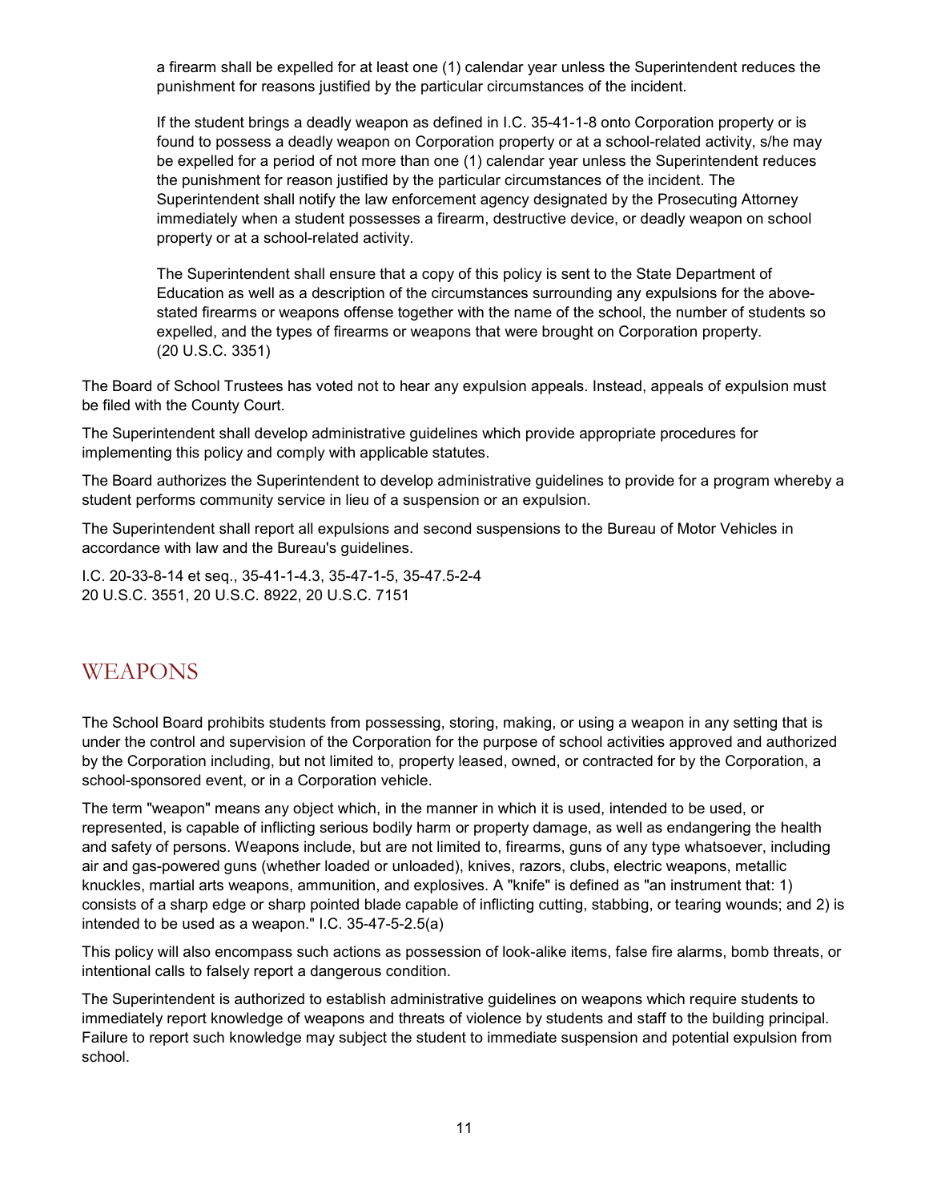a firearm shall be expelled for at least one (1) calendar year unless the Superintendent reduces the punishment for reasons justified by the particular circumstances of the incident.

If the student brings a deadly weapon as defined in I.C. 35-41-1-8 onto Corporation property or is found to possess a deadly weapon on Corporation property or at a school-related activity, s/he may be expelled for a period of not more than one (1) calendar year unless the Superintendent reduces the punishment for reason justified by the particular circumstances of the incident. The Superintendent shall notify the law enforcement agency designated by the Prosecuting Attorney immediately when a student possesses a firearm, destructive device, or deadly weapon on school property or at a school-related activity.

The Superintendent shall ensure that a copy of this policy is sent to the State Department of Education as well as a description of the circumstances surrounding any expulsions for the above-stated firearms or weapons offense together with the name of the school, the number of students so expelled, and the types of firearms or weapons that were brought on Corporation property. (20 U.S.C. 3351)

The Board of School Trustees has voted not to hear any expulsion appeals. Instead, appeals of expulsion must be filed with the County Court.

The Superintendent shall develop administrative guidelines which provide appropriate procedures for implementing this policy and comply with applicable statutes.

The Board authorizes the Superintendent to develop administrative guidelines to provide for a program whereby a student performs community service in lieu of a suspension or an expulsion.

The Superintendent shall report all expulsions and second suspensions to the Bureau of Motor Vehicles in accordance with law and the Bureau's guidelines.

I.C. 20-33-8-14 et seq., 35-41-1-4.3, 35-47-1-5, 35-47.5-2-4
20 U.S.C. 3551, 20 U.S.C. 8922, 20 U.S.C. 7151

## WEAPONS

The School Board prohibits students from possessing, storing, making, or using a weapon in any setting that is under the control and supervision of the Corporation for the purpose of school activities approved and authorized by the Corporation including, but not limited to, property leased, owned, or contracted for by the Corporation, a school-sponsored event, or in a Corporation vehicle.

The term "weapon" means any object which, in the manner in which it is used, intended to be used, or represented, is capable of inflicting serious bodily harm or property damage, as well as endangering the health and safety of persons. Weapons include, but are not limited to, firearms, guns of any type whatsoever, including air and gas-powered guns (whether loaded or unloaded), knives, razors, clubs, electric weapons, metallic knuckles, martial arts weapons, ammunition, and explosives. A "knife" is defined as "an instrument that: 1) consists of a sharp edge or sharp pointed blade capable of inflicting cutting, stabbing, or tearing wounds; and 2) is intended to be used as a weapon." I.C. 35-47-5-2.5(a)

This policy will also encompass such actions as possession of look-alike items, false fire alarms, bomb threats, or intentional calls to falsely report a dangerous condition.

The Superintendent is authorized to establish administrative guidelines on weapons which require students to immediately report knowledge of weapons and threats of violence by students and staff to the building principal. Failure to report such knowledge may subject the student to immediate suspension and potential expulsion from school.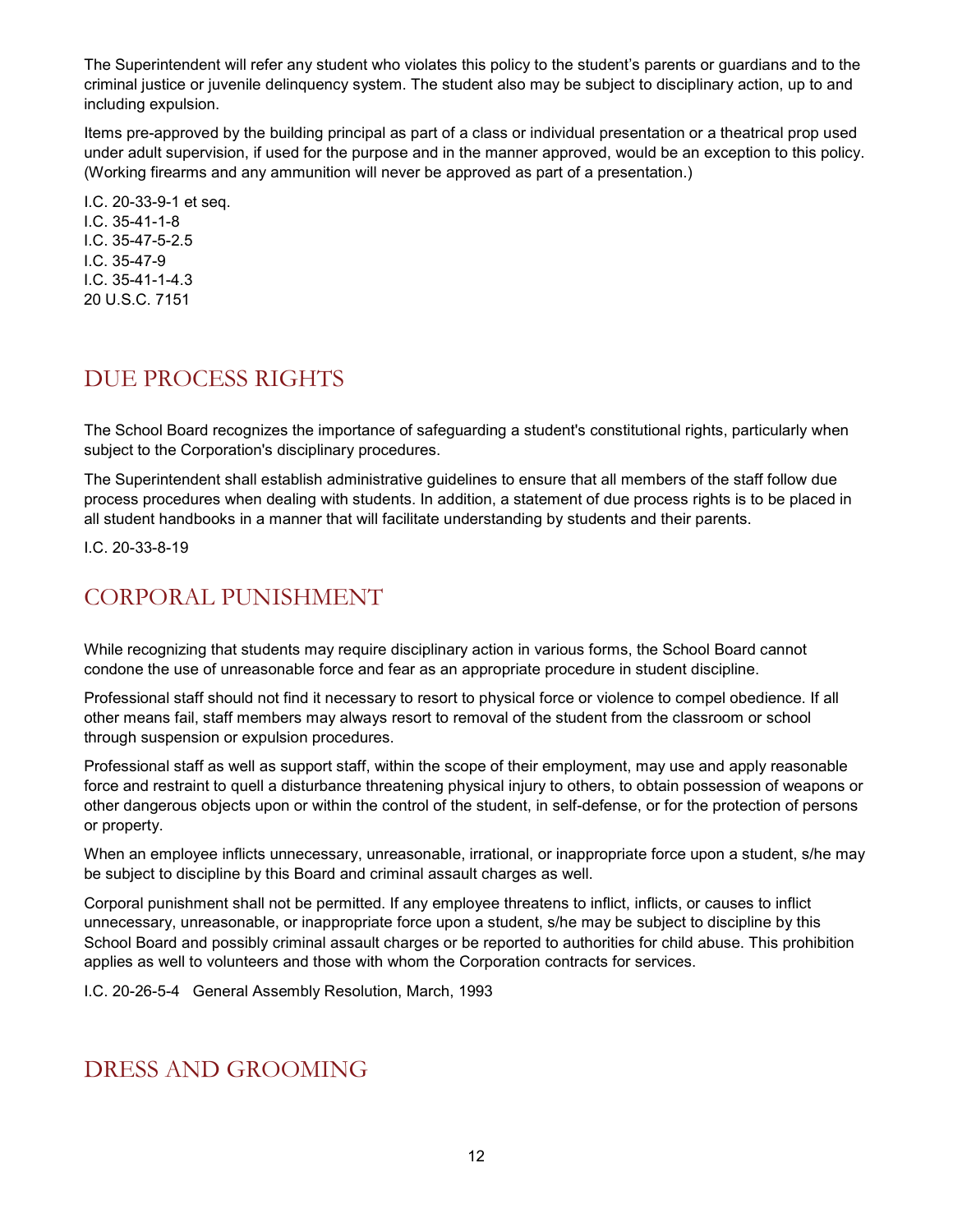The Superintendent will refer any student who violates this policy to the student's parents or guardians and to the criminal justice or juvenile delinquency system. The student also may be subject to disciplinary action, up to and including expulsion.

Items pre-approved by the building principal as part of a class or individual presentation or a theatrical prop used under adult supervision, if used for the purpose and in the manner approved, would be an exception to this policy. (Working firearms and any ammunition will never be approved as part of a presentation.)

I.C. 20-33-9-1 et seq.
I.C. 35-41-1-8
I.C. 35-47-5-2.5
I.C. 35-47-9
I.C. 35-41-1-4.3
20 U.S.C. 7151

## DUE PROCESS RIGHTS

The School Board recognizes the importance of safeguarding a student's constitutional rights, particularly when subject to the Corporation's disciplinary procedures.

The Superintendent shall establish administrative guidelines to ensure that all members of the staff follow due process procedures when dealing with students. In addition, a statement of due process rights is to be placed in all student handbooks in a manner that will facilitate understanding by students and their parents.

I.C. 20-33-8-19

## CORPORAL PUNISHMENT

While recognizing that students may require disciplinary action in various forms, the School Board cannot condone the use of unreasonable force and fear as an appropriate procedure in student discipline.

Professional staff should not find it necessary to resort to physical force or violence to compel obedience. If all other means fail, staff members may always resort to removal of the student from the classroom or school through suspension or expulsion procedures.

Professional staff as well as support staff, within the scope of their employment, may use and apply reasonable force and restraint to quell a disturbance threatening physical injury to others, to obtain possession of weapons or other dangerous objects upon or within the control of the student, in self-defense, or for the protection of persons or property.

When an employee inflicts unnecessary, unreasonable, irrational, or inappropriate force upon a student, s/he may be subject to discipline by this Board and criminal assault charges as well.

Corporal punishment shall not be permitted. If any employee threatens to inflict, inflicts, or causes to inflict unnecessary, unreasonable, or inappropriate force upon a student, s/he may be subject to discipline by this School Board and possibly criminal assault charges or be reported to authorities for child abuse. This prohibition applies as well to volunteers and those with whom the Corporation contracts for services.

I.C. 20-26-5-4 General Assembly Resolution, March, 1993

## DRESS AND GROOMING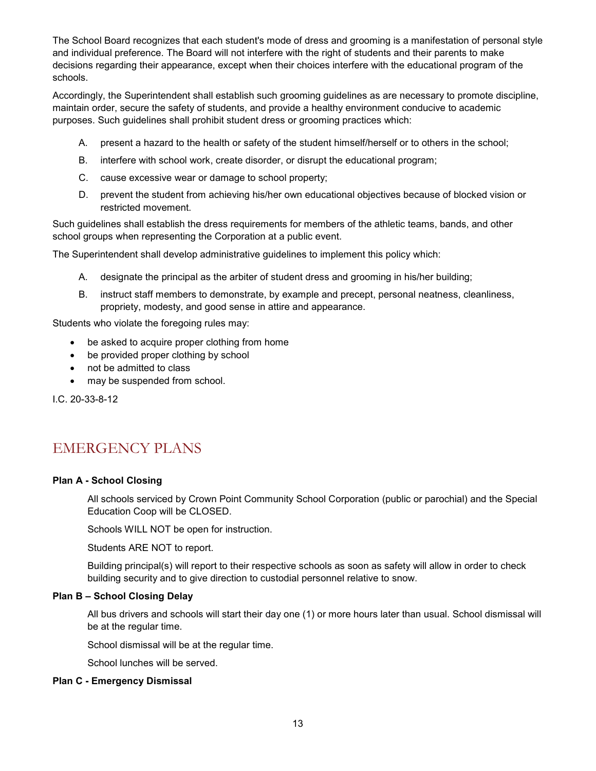The School Board recognizes that each student's mode of dress and grooming is a manifestation of personal style and individual preference. The Board will not interfere with the right of students and their parents to make decisions regarding their appearance, except when their choices interfere with the educational program of the schools.

Accordingly, the Superintendent shall establish such grooming guidelines as are necessary to promote discipline, maintain order, secure the safety of students, and provide a healthy environment conducive to academic purposes. Such guidelines shall prohibit student dress or grooming practices which:

A. present a hazard to the health or safety of the student himself/herself or to others in the school;

B. interfere with school work, create disorder, or disrupt the educational program;

C. cause excessive wear or damage to school property;

D. prevent the student from achieving his/her own educational objectives because of blocked vision or restricted movement.

Such guidelines shall establish the dress requirements for members of the athletic teams, bands, and other school groups when representing the Corporation at a public event.

The Superintendent shall develop administrative guidelines to implement this policy which:

A. designate the principal as the arbiter of student dress and grooming in his/her building;

B. instruct staff members to demonstrate, by example and precept, personal neatness, cleanliness, propriety, modesty, and good sense in attire and appearance.

Students who violate the foregoing rules may:

- be asked to acquire proper clothing from home
- be provided proper clothing by school
- not be admitted to class
- may be suspended from school.

I.C. 20-33-8-12

## EMERGENCY PLANS

**Plan A - School Closing**

All schools serviced by Crown Point Community School Corporation (public or parochial) and the Special Education Coop will be CLOSED.

Schools WILL NOT be open for instruction.

Students ARE NOT to report.

Building principal(s) will report to their respective schools as soon as safety will allow in order to check building security and to give direction to custodial personnel relative to snow.

**Plan B – School Closing Delay**

All bus drivers and schools will start their day one (1) or more hours later than usual. School dismissal will be at the regular time.

School dismissal will be at the regular time.

School lunches will be served.

**Plan C - Emergency Dismissal**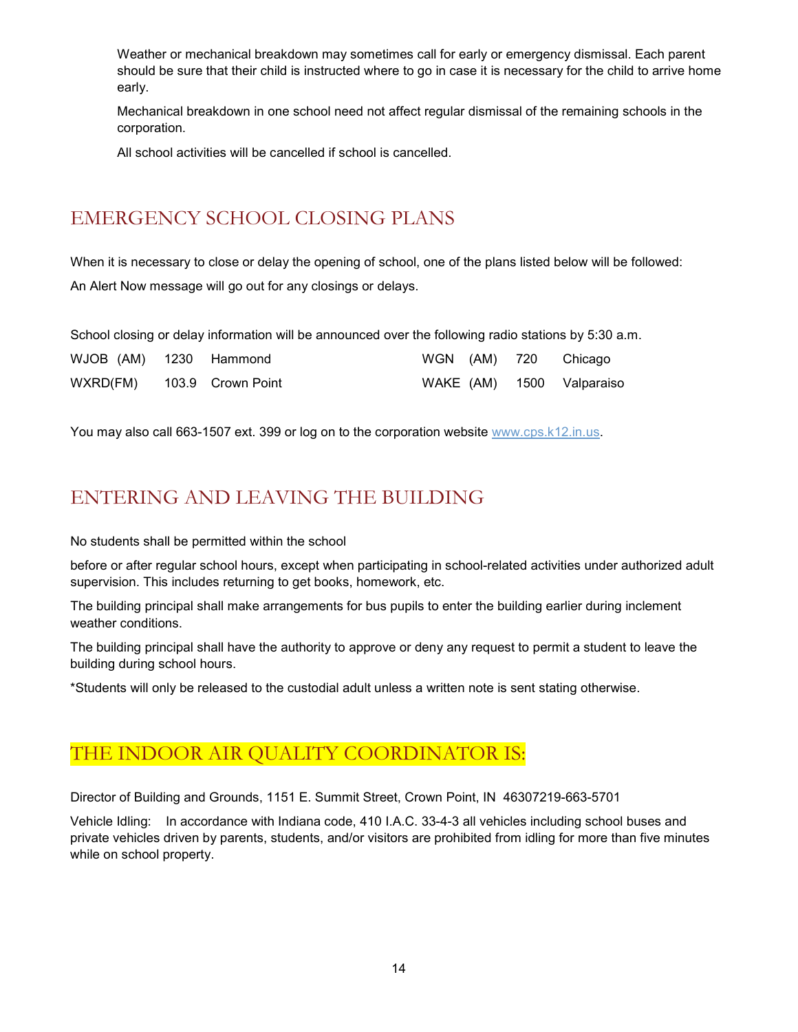Weather or mechanical breakdown may sometimes call for early or emergency dismissal. Each parent should be sure that their child is instructed where to go in case it is necessary for the child to arrive home early.

Mechanical breakdown in one school need not affect regular dismissal of the remaining schools in the corporation.

All school activities will be cancelled if school is cancelled.

## EMERGENCY SCHOOL CLOSING PLANS

When it is necessary to close or delay the opening of school, one of the plans listed below will be followed:

An Alert Now message will go out for any closings or delays.

School closing or delay information will be announced over the following radio stations by 5:30 a.m.

| | | | | | |
|---|---|---|---|---|---|
| WJOB (AM) | 1230 | Hammond | WGN (AM) | 720 | Chicago |
| WXRD(FM) | 103.9 | Crown Point | WAKE (AM) | 1500 | Valparaiso |

You may also call 663-1507 ext. 399 or log on to the corporation website www.cps.k12.in.us.

## ENTERING AND LEAVING THE BUILDING

No students shall be permitted within the school

before or after regular school hours, except when participating in school-related activities under authorized adult supervision. This includes returning to get books, homework, etc.

The building principal shall make arrangements for bus pupils to enter the building earlier during inclement weather conditions.

The building principal shall have the authority to approve or deny any request to permit a student to leave the building during school hours.

*Students will only be released to the custodial adult unless a written note is sent stating otherwise.

## THE INDOOR AIR QUALITY COORDINATOR IS:

Director of Building and Grounds, 1151 E. Summit Street, Crown Point, IN 46307219-663-5701

Vehicle Idling: In accordance with Indiana code, 410 I.A.C. 33-4-3 all vehicles including school buses and private vehicles driven by parents, students, and/or visitors are prohibited from idling for more than five minutes while on school property.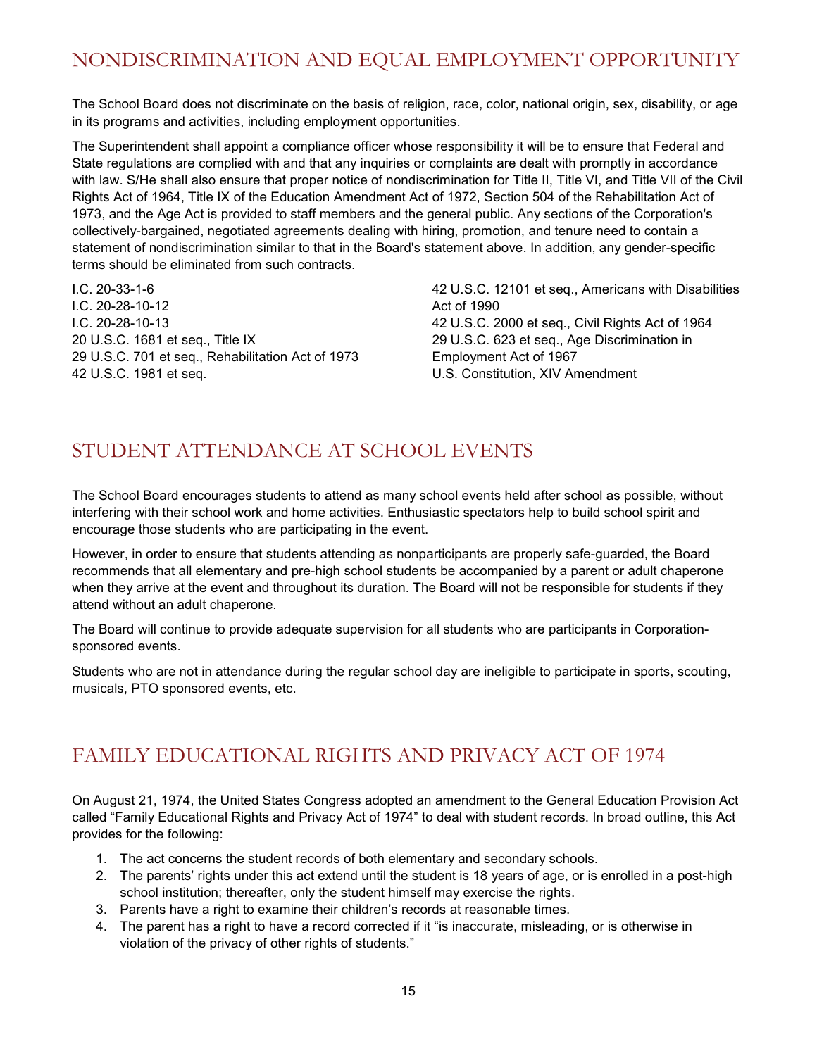## NONDISCRIMINATION AND EQUAL EMPLOYMENT OPPORTUNITY

The School Board does not discriminate on the basis of religion, race, color, national origin, sex, disability, or age in its programs and activities, including employment opportunities.

The Superintendent shall appoint a compliance officer whose responsibility it will be to ensure that Federal and State regulations are complied with and that any inquiries or complaints are dealt with promptly in accordance with law. S/He shall also ensure that proper notice of nondiscrimination for Title II, Title VI, and Title VII of the Civil Rights Act of 1964, Title IX of the Education Amendment Act of 1972, Section 504 of the Rehabilitation Act of 1973, and the Age Act is provided to staff members and the general public. Any sections of the Corporation's collectively-bargained, negotiated agreements dealing with hiring, promotion, and tenure need to contain a statement of nondiscrimination similar to that in the Board's statement above. In addition, any gender-specific terms should be eliminated from such contracts.

I.C. 20-33-1-6
I.C. 20-28-10-12
I.C. 20-28-10-13
20 U.S.C. 1681 et seq., Title IX
29 U.S.C. 701 et seq., Rehabilitation Act of 1973
42 U.S.C. 1981 et seq.
42 U.S.C. 12101 et seq., Americans with Disabilities Act of 1990
42 U.S.C. 2000 et seq., Civil Rights Act of 1964
29 U.S.C. 623 et seq., Age Discrimination in Employment Act of 1967
U.S. Constitution, XIV Amendment

## STUDENT ATTENDANCE AT SCHOOL EVENTS

The School Board encourages students to attend as many school events held after school as possible, without interfering with their school work and home activities. Enthusiastic spectators help to build school spirit and encourage those students who are participating in the event.

However, in order to ensure that students attending as nonparticipants are properly safe-guarded, the Board recommends that all elementary and pre-high school students be accompanied by a parent or adult chaperone when they arrive at the event and throughout its duration. The Board will not be responsible for students if they attend without an adult chaperone.

The Board will continue to provide adequate supervision for all students who are participants in Corporation-sponsored events.

Students who are not in attendance during the regular school day are ineligible to participate in sports, scouting, musicals, PTO sponsored events, etc.

## FAMILY EDUCATIONAL RIGHTS AND PRIVACY ACT OF 1974

On August 21, 1974, the United States Congress adopted an amendment to the General Education Provision Act called "Family Educational Rights and Privacy Act of 1974" to deal with student records. In broad outline, this Act provides for the following:

1. The act concerns the student records of both elementary and secondary schools.
2. The parents' rights under this act extend until the student is 18 years of age, or is enrolled in a post-high school institution; thereafter, only the student himself may exercise the rights.
3. Parents have a right to examine their children's records at reasonable times.
4. The parent has a right to have a record corrected if it "is inaccurate, misleading, or is otherwise in violation of the privacy of other rights of students."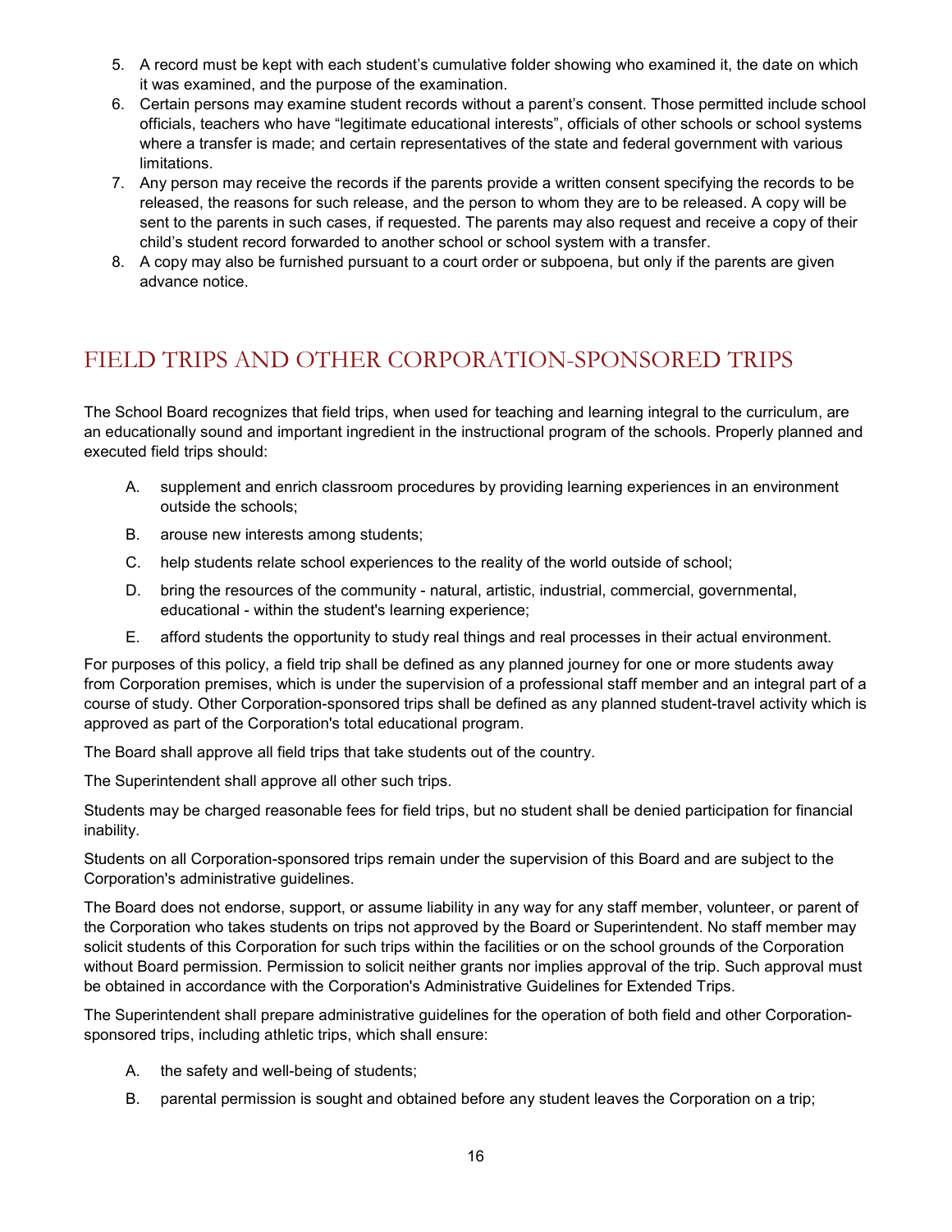5. A record must be kept with each student's cumulative folder showing who examined it, the date on which it was examined, and the purpose of the examination.
6. Certain persons may examine student records without a parent's consent. Those permitted include school officials, teachers who have "legitimate educational interests", officials of other schools or school systems where a transfer is made; and certain representatives of the state and federal government with various limitations.
7. Any person may receive the records if the parents provide a written consent specifying the records to be released, the reasons for such release, and the person to whom they are to be released. A copy will be sent to the parents in such cases, if requested. The parents may also request and receive a copy of their child's student record forwarded to another school or school system with a transfer.
8. A copy may also be furnished pursuant to a court order or subpoena, but only if the parents are given advance notice.

## FIELD TRIPS AND OTHER CORPORATION-SPONSORED TRIPS

The School Board recognizes that field trips, when used for teaching and learning integral to the curriculum, are an educationally sound and important ingredient in the instructional program of the schools. Properly planned and executed field trips should:

A. supplement and enrich classroom procedures by providing learning experiences in an environment outside the schools;

B. arouse new interests among students;

C. help students relate school experiences to the reality of the world outside of school;

D. bring the resources of the community - natural, artistic, industrial, commercial, governmental, educational - within the student's learning experience;

E. afford students the opportunity to study real things and real processes in their actual environment.

For purposes of this policy, a field trip shall be defined as any planned journey for one or more students away from Corporation premises, which is under the supervision of a professional staff member and an integral part of a course of study. Other Corporation-sponsored trips shall be defined as any planned student-travel activity which is approved as part of the Corporation's total educational program.

The Board shall approve all field trips that take students out of the country.

The Superintendent shall approve all other such trips.

Students may be charged reasonable fees for field trips, but no student shall be denied participation for financial inability.

Students on all Corporation-sponsored trips remain under the supervision of this Board and are subject to the Corporation's administrative guidelines.

The Board does not endorse, support, or assume liability in any way for any staff member, volunteer, or parent of the Corporation who takes students on trips not approved by the Board or Superintendent. No staff member may solicit students of this Corporation for such trips within the facilities or on the school grounds of the Corporation without Board permission. Permission to solicit neither grants nor implies approval of the trip. Such approval must be obtained in accordance with the Corporation's Administrative Guidelines for Extended Trips.

The Superintendent shall prepare administrative guidelines for the operation of both field and other Corporation-sponsored trips, including athletic trips, which shall ensure:

A. the safety and well-being of students;

B. parental permission is sought and obtained before any student leaves the Corporation on a trip;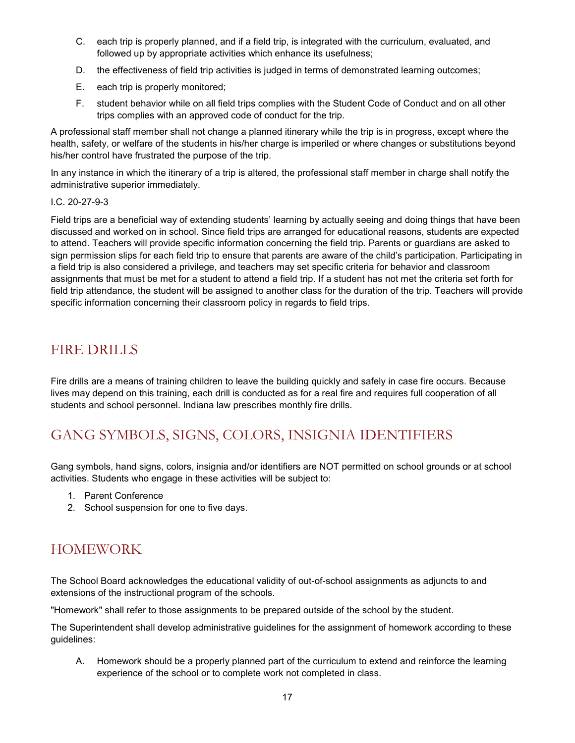C. each trip is properly planned, and if a field trip, is integrated with the curriculum, evaluated, and followed up by appropriate activities which enhance its usefulness;

D. the effectiveness of field trip activities is judged in terms of demonstrated learning outcomes;

E. each trip is properly monitored;

F. student behavior while on all field trips complies with the Student Code of Conduct and on all other trips complies with an approved code of conduct for the trip.

A professional staff member shall not change a planned itinerary while the trip is in progress, except where the health, safety, or welfare of the students in his/her charge is imperiled or where changes or substitutions beyond his/her control have frustrated the purpose of the trip.

In any instance in which the itinerary of a trip is altered, the professional staff member in charge shall notify the administrative superior immediately.

I.C. 20-27-9-3

Field trips are a beneficial way of extending students' learning by actually seeing and doing things that have been discussed and worked on in school. Since field trips are arranged for educational reasons, students are expected to attend. Teachers will provide specific information concerning the field trip. Parents or guardians are asked to sign permission slips for each field trip to ensure that parents are aware of the child's participation. Participating in a field trip is also considered a privilege, and teachers may set specific criteria for behavior and classroom assignments that must be met for a student to attend a field trip. If a student has not met the criteria set forth for field trip attendance, the student will be assigned to another class for the duration of the trip. Teachers will provide specific information concerning their classroom policy in regards to field trips.

## FIRE DRILLS

Fire drills are a means of training children to leave the building quickly and safely in case fire occurs. Because lives may depend on this training, each drill is conducted as for a real fire and requires full cooperation of all students and school personnel. Indiana law prescribes monthly fire drills.

## GANG SYMBOLS, SIGNS, COLORS, INSIGNIA IDENTIFIERS

Gang symbols, hand signs, colors, insignia and/or identifiers are NOT permitted on school grounds or at school activities. Students who engage in these activities will be subject to:

1. Parent Conference
2. School suspension for one to five days.

## HOMEWORK

The School Board acknowledges the educational validity of out-of-school assignments as adjuncts to and extensions of the instructional program of the schools.

"Homework" shall refer to those assignments to be prepared outside of the school by the student.

The Superintendent shall develop administrative guidelines for the assignment of homework according to these guidelines:

A. Homework should be a properly planned part of the curriculum to extend and reinforce the learning experience of the school or to complete work not completed in class.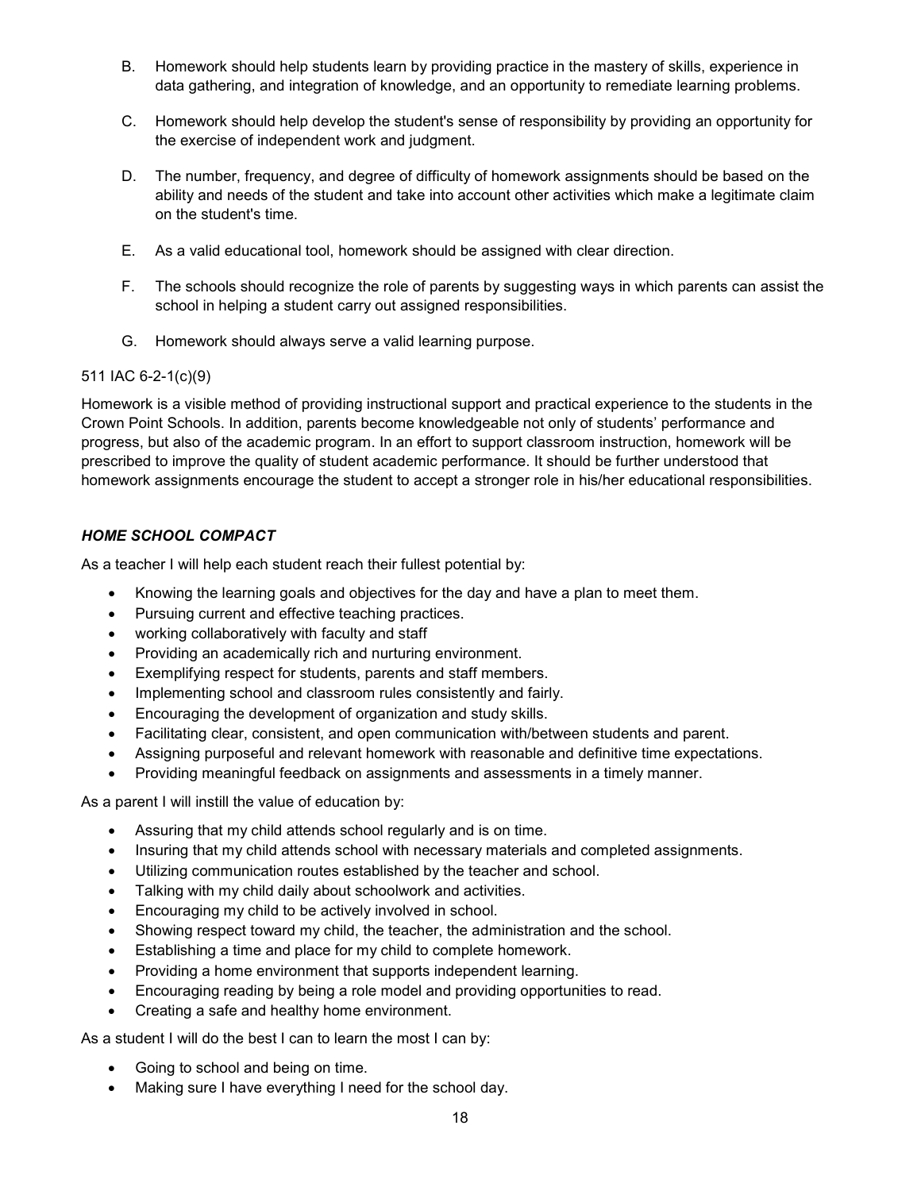B. Homework should help students learn by providing practice in the mastery of skills, experience in data gathering, and integration of knowledge, and an opportunity to remediate learning problems.

C. Homework should help develop the student's sense of responsibility by providing an opportunity for the exercise of independent work and judgment.

D. The number, frequency, and degree of difficulty of homework assignments should be based on the ability and needs of the student and take into account other activities which make a legitimate claim on the student's time.

E. As a valid educational tool, homework should be assigned with clear direction.

F. The schools should recognize the role of parents by suggesting ways in which parents can assist the school in helping a student carry out assigned responsibilities.

G. Homework should always serve a valid learning purpose.

511 IAC 6-2-1(c)(9)

Homework is a visible method of providing instructional support and practical experience to the students in the Crown Point Schools. In addition, parents become knowledgeable not only of students' performance and progress, but also of the academic program. In an effort to support classroom instruction, homework will be prescribed to improve the quality of student academic performance. It should be further understood that homework assignments encourage the student to accept a stronger role in his/her educational responsibilities.

### *HOME SCHOOL COMPACT*

As a teacher I will help each student reach their fullest potential by:

- Knowing the learning goals and objectives for the day and have a plan to meet them.
- Pursuing current and effective teaching practices.
- working collaboratively with faculty and staff
- Providing an academically rich and nurturing environment.
- Exemplifying respect for students, parents and staff members.
- Implementing school and classroom rules consistently and fairly.
- Encouraging the development of organization and study skills.
- Facilitating clear, consistent, and open communication with/between students and parent.
- Assigning purposeful and relevant homework with reasonable and definitive time expectations.
- Providing meaningful feedback on assignments and assessments in a timely manner.

As a parent I will instill the value of education by:

- Assuring that my child attends school regularly and is on time.
- Insuring that my child attends school with necessary materials and completed assignments.
- Utilizing communication routes established by the teacher and school.
- Talking with my child daily about schoolwork and activities.
- Encouraging my child to be actively involved in school.
- Showing respect toward my child, the teacher, the administration and the school.
- Establishing a time and place for my child to complete homework.
- Providing a home environment that supports independent learning.
- Encouraging reading by being a role model and providing opportunities to read.
- Creating a safe and healthy home environment.

As a student I will do the best I can to learn the most I can by:

- Going to school and being on time.
- Making sure I have everything I need for the school day.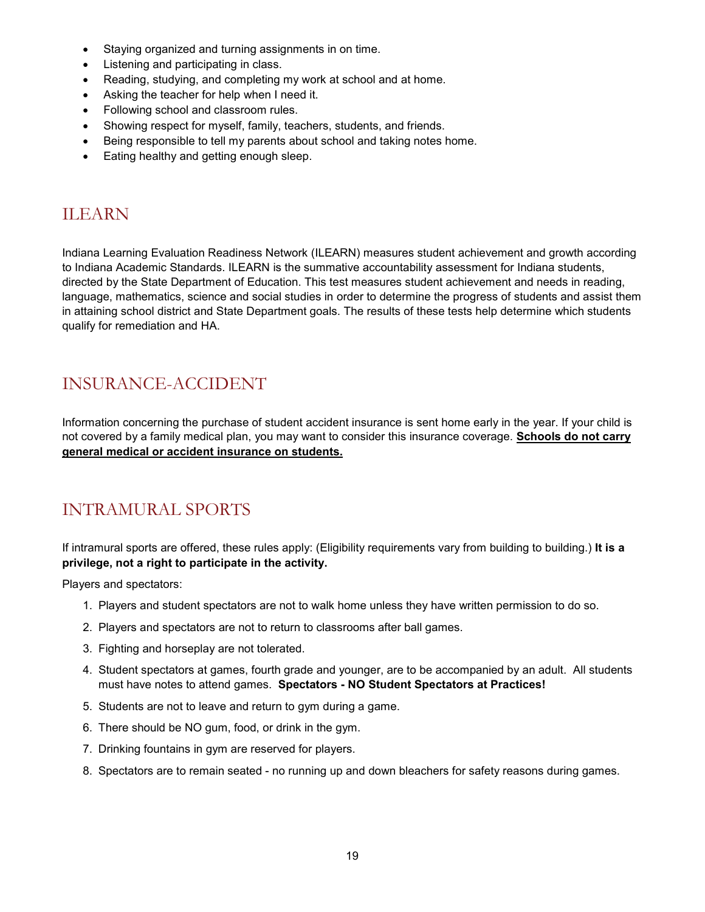- Staying organized and turning assignments in on time.
- Listening and participating in class.
- Reading, studying, and completing my work at school and at home.
- Asking the teacher for help when I need it.
- Following school and classroom rules.
- Showing respect for myself, family, teachers, students, and friends.
- Being responsible to tell my parents about school and taking notes home.
- Eating healthy and getting enough sleep.

## ILEARN

Indiana Learning Evaluation Readiness Network (ILEARN) measures student achievement and growth according to Indiana Academic Standards. ILEARN is the summative accountability assessment for Indiana students, directed by the State Department of Education. This test measures student achievement and needs in reading, language, mathematics, science and social studies in order to determine the progress of students and assist them in attaining school district and State Department goals. The results of these tests help determine which students qualify for remediation and HA.

## INSURANCE-ACCIDENT

Information concerning the purchase of student accident insurance is sent home early in the year. If your child is not covered by a family medical plan, you may want to consider this insurance coverage. **Schools do not carry general medical or accident insurance on students.**

## INTRAMURAL SPORTS

If intramural sports are offered, these rules apply: (Eligibility requirements vary from building to building.) **It is a privilege, not a right to participate in the activity.**

Players and spectators:

1. Players and student spectators are not to walk home unless they have written permission to do so.
2. Players and spectators are not to return to classrooms after ball games.
3. Fighting and horseplay are not tolerated.
4. Student spectators at games, fourth grade and younger, are to be accompanied by an adult. All students must have notes to attend games. **Spectators - NO Student Spectators at Practices!**
5. Students are not to leave and return to gym during a game.
6. There should be NO gum, food, or drink in the gym.
7. Drinking fountains in gym are reserved for players.
8. Spectators are to remain seated - no running up and down bleachers for safety reasons during games.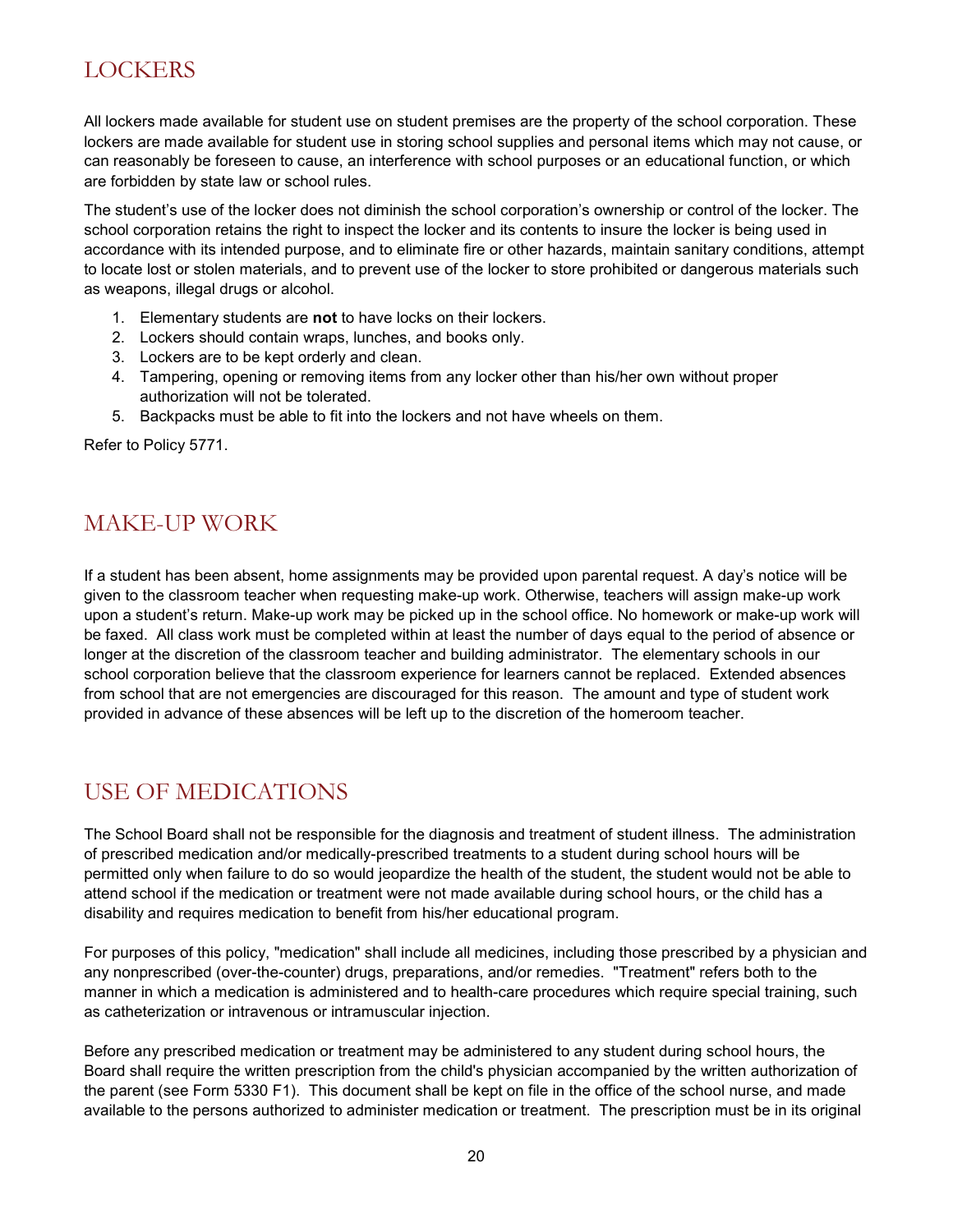## LOCKERS

All lockers made available for student use on student premises are the property of the school corporation. These lockers are made available for student use in storing school supplies and personal items which may not cause, or can reasonably be foreseen to cause, an interference with school purposes or an educational function, or which are forbidden by state law or school rules.

The student's use of the locker does not diminish the school corporation's ownership or control of the locker. The school corporation retains the right to inspect the locker and its contents to insure the locker is being used in accordance with its intended purpose, and to eliminate fire or other hazards, maintain sanitary conditions, attempt to locate lost or stolen materials, and to prevent use of the locker to store prohibited or dangerous materials such as weapons, illegal drugs or alcohol.

1. Elementary students are **not** to have locks on their lockers.
2. Lockers should contain wraps, lunches, and books only.
3. Lockers are to be kept orderly and clean.
4. Tampering, opening or removing items from any locker other than his/her own without proper authorization will not be tolerated.
5. Backpacks must be able to fit into the lockers and not have wheels on them.

Refer to Policy 5771.

## MAKE-UP WORK

If a student has been absent, home assignments may be provided upon parental request. A day's notice will be given to the classroom teacher when requesting make-up work. Otherwise, teachers will assign make-up work upon a student's return. Make-up work may be picked up in the school office. No homework or make-up work will be faxed. All class work must be completed within at least the number of days equal to the period of absence or longer at the discretion of the classroom teacher and building administrator. The elementary schools in our school corporation believe that the classroom experience for learners cannot be replaced. Extended absences from school that are not emergencies are discouraged for this reason. The amount and type of student work provided in advance of these absences will be left up to the discretion of the homeroom teacher.

## USE OF MEDICATIONS

The School Board shall not be responsible for the diagnosis and treatment of student illness. The administration of prescribed medication and/or medically-prescribed treatments to a student during school hours will be permitted only when failure to do so would jeopardize the health of the student, the student would not be able to attend school if the medication or treatment were not made available during school hours, or the child has a disability and requires medication to benefit from his/her educational program.

For purposes of this policy, "medication" shall include all medicines, including those prescribed by a physician and any nonprescribed (over-the-counter) drugs, preparations, and/or remedies. "Treatment" refers both to the manner in which a medication is administered and to health-care procedures which require special training, such as catheterization or intravenous or intramuscular injection.

Before any prescribed medication or treatment may be administered to any student during school hours, the Board shall require the written prescription from the child's physician accompanied by the written authorization of the parent (see Form 5330 F1). This document shall be kept on file in the office of the school nurse, and made available to the persons authorized to administer medication or treatment. The prescription must be in its original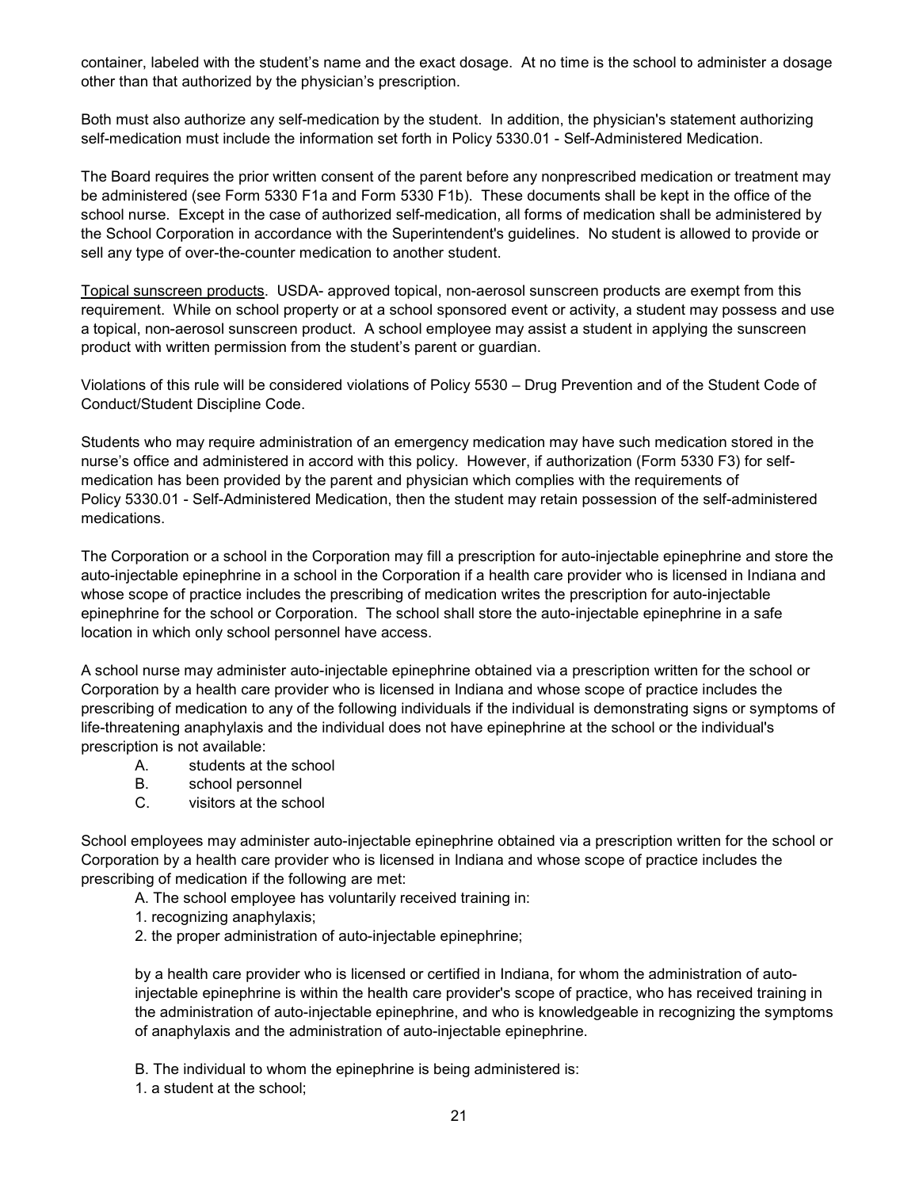container, labeled with the student's name and the exact dosage. At no time is the school to administer a dosage other than that authorized by the physician's prescription.

Both must also authorize any self-medication by the student. In addition, the physician's statement authorizing self-medication must include the information set forth in Policy 5330.01 - Self-Administered Medication.

The Board requires the prior written consent of the parent before any nonprescribed medication or treatment may be administered (see Form 5330 F1a and Form 5330 F1b). These documents shall be kept in the office of the school nurse. Except in the case of authorized self-medication, all forms of medication shall be administered by the School Corporation in accordance with the Superintendent's guidelines. No student is allowed to provide or sell any type of over-the-counter medication to another student.

Topical sunscreen products. USDA- approved topical, non-aerosol sunscreen products are exempt from this requirement. While on school property or at a school sponsored event or activity, a student may possess and use a topical, non-aerosol sunscreen product. A school employee may assist a student in applying the sunscreen product with written permission from the student's parent or guardian.

Violations of this rule will be considered violations of Policy 5530 – Drug Prevention and of the Student Code of Conduct/Student Discipline Code.

Students who may require administration of an emergency medication may have such medication stored in the nurse's office and administered in accord with this policy. However, if authorization (Form 5330 F3) for self-medication has been provided by the parent and physician which complies with the requirements of Policy 5330.01 - Self-Administered Medication, then the student may retain possession of the self-administered medications.

The Corporation or a school in the Corporation may fill a prescription for auto-injectable epinephrine and store the auto-injectable epinephrine in a school in the Corporation if a health care provider who is licensed in Indiana and whose scope of practice includes the prescribing of medication writes the prescription for auto-injectable epinephrine for the school or Corporation. The school shall store the auto-injectable epinephrine in a safe location in which only school personnel have access.

A school nurse may administer auto-injectable epinephrine obtained via a prescription written for the school or Corporation by a health care provider who is licensed in Indiana and whose scope of practice includes the prescribing of medication to any of the following individuals if the individual is demonstrating signs or symptoms of life-threatening anaphylaxis and the individual does not have epinephrine at the school or the individual's prescription is not available:

A. students at the school
B. school personnel
C. visitors at the school

School employees may administer auto-injectable epinephrine obtained via a prescription written for the school or Corporation by a health care provider who is licensed in Indiana and whose scope of practice includes the prescribing of medication if the following are met:

A. The school employee has voluntarily received training in:
1. recognizing anaphylaxis;
2. the proper administration of auto-injectable epinephrine;

by a health care provider who is licensed or certified in Indiana, for whom the administration of auto-injectable epinephrine is within the health care provider's scope of practice, who has received training in the administration of auto-injectable epinephrine, and who is knowledgeable in recognizing the symptoms of anaphylaxis and the administration of auto-injectable epinephrine.

B. The individual to whom the epinephrine is being administered is:
1. a student at the school;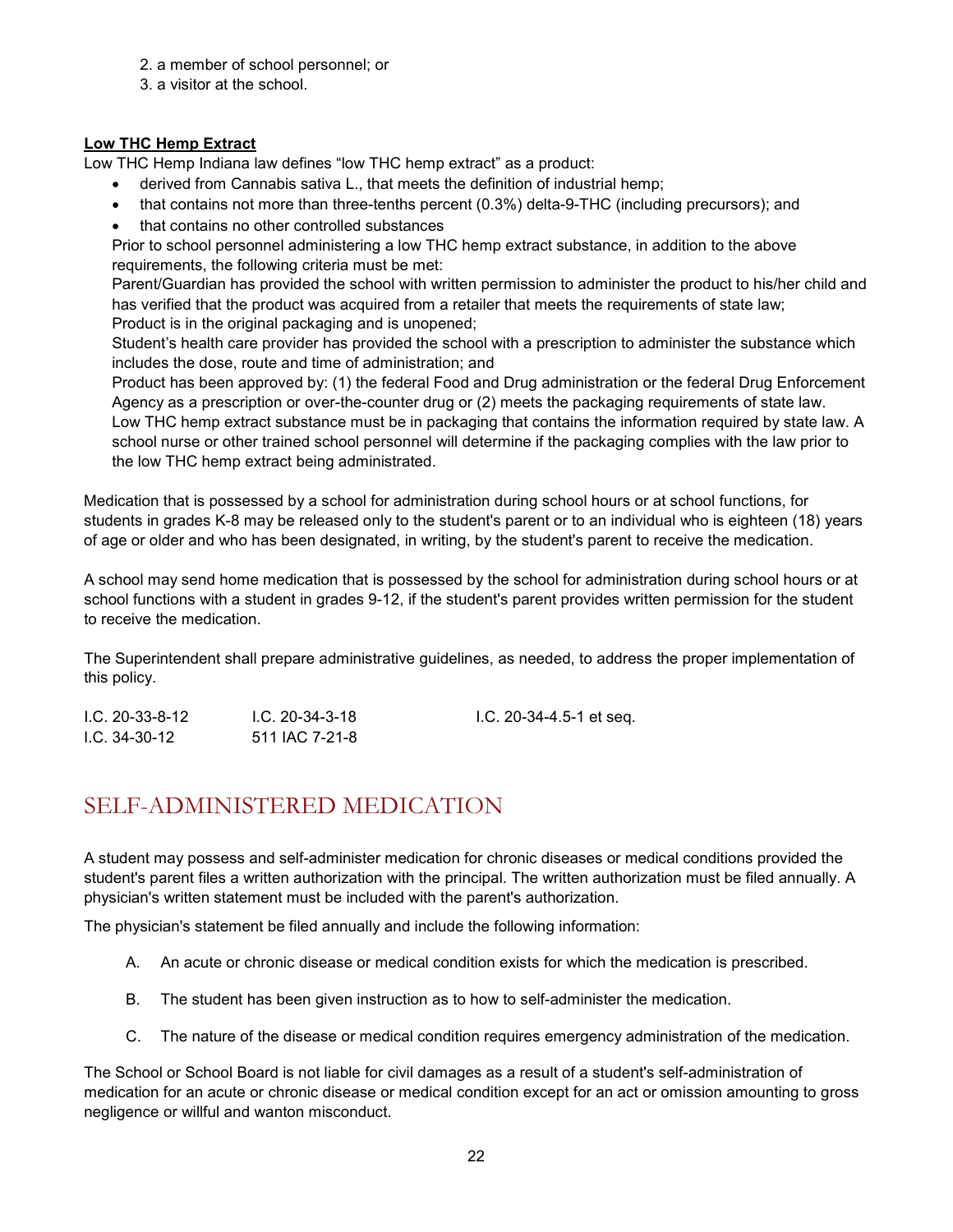2. a member of school personnel; or
3. a visitor at the school.

**Low THC Hemp Extract**

Low THC Hemp Indiana law defines "low THC hemp extract" as a product:

- derived from Cannabis sativa L., that meets the definition of industrial hemp;
- that contains not more than three-tenths percent (0.3%) delta-9-THC (including precursors); and
- that contains no other controlled substances

Prior to school personnel administering a low THC hemp extract substance, in addition to the above requirements, the following criteria must be met:

Parent/Guardian has provided the school with written permission to administer the product to his/her child and has verified that the product was acquired from a retailer that meets the requirements of state law;

Product is in the original packaging and is unopened;

Student's health care provider has provided the school with a prescription to administer the substance which includes the dose, route and time of administration; and

Product has been approved by: (1) the federal Food and Drug administration or the federal Drug Enforcement Agency as a prescription or over-the-counter drug or (2) meets the packaging requirements of state law.

Low THC hemp extract substance must be in packaging that contains the information required by state law. A school nurse or other trained school personnel will determine if the packaging complies with the law prior to the low THC hemp extract being administrated.

Medication that is possessed by a school for administration during school hours or at school functions, for students in grades K-8 may be released only to the student's parent or to an individual who is eighteen (18) years of age or older and who has been designated, in writing, by the student's parent to receive the medication.

A school may send home medication that is possessed by the school for administration during school hours or at school functions with a student in grades 9-12, if the student's parent provides written permission for the student to receive the medication.

The Superintendent shall prepare administrative guidelines, as needed, to address the proper implementation of this policy.

I.C. 20-33-8-12    I.C. 20-34-3-18    I.C. 20-34-4.5-1 et seq.
I.C. 34-30-12    511 IAC 7-21-8

# SELF-ADMINISTERED MEDICATION

A student may possess and self-administer medication for chronic diseases or medical conditions provided the student's parent files a written authorization with the principal. The written authorization must be filed annually. A physician's written statement must be included with the parent's authorization.

The physician's statement be filed annually and include the following information:

A. An acute or chronic disease or medical condition exists for which the medication is prescribed.

B. The student has been given instruction as to how to self-administer the medication.

C. The nature of the disease or medical condition requires emergency administration of the medication.

The School or School Board is not liable for civil damages as a result of a student's self-administration of medication for an acute or chronic disease or medical condition except for an act or omission amounting to gross negligence or willful and wanton misconduct.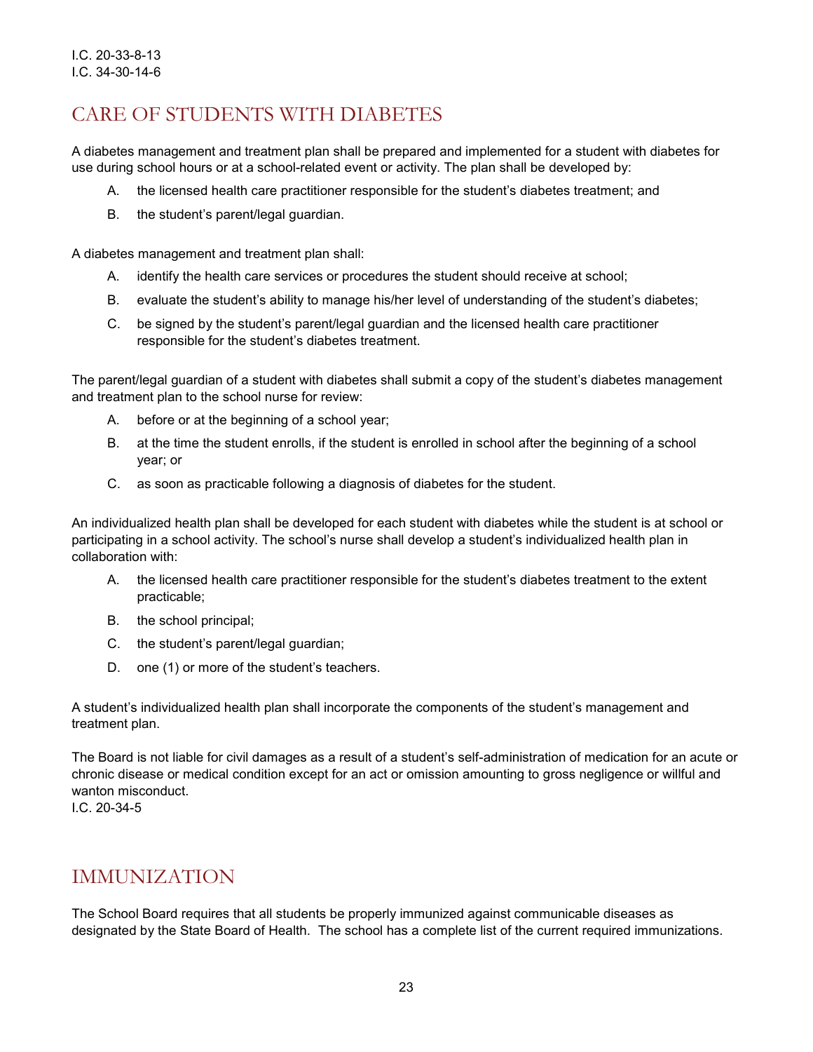I.C. 20-33-8-13
I.C. 34-30-14-6

## CARE OF STUDENTS WITH DIABETES

A diabetes management and treatment plan shall be prepared and implemented for a student with diabetes for use during school hours or at a school-related event or activity. The plan shall be developed by:

A. the licensed health care practitioner responsible for the student's diabetes treatment; and

B. the student's parent/legal guardian.

A diabetes management and treatment plan shall:

A. identify the health care services or procedures the student should receive at school;

B. evaluate the student's ability to manage his/her level of understanding of the student's diabetes;

C. be signed by the student's parent/legal guardian and the licensed health care practitioner responsible for the student's diabetes treatment.

The parent/legal guardian of a student with diabetes shall submit a copy of the student's diabetes management and treatment plan to the school nurse for review:

A. before or at the beginning of a school year;

B. at the time the student enrolls, if the student is enrolled in school after the beginning of a school year; or

C. as soon as practicable following a diagnosis of diabetes for the student.

An individualized health plan shall be developed for each student with diabetes while the student is at school or participating in a school activity. The school's nurse shall develop a student's individualized health plan in collaboration with:

A. the licensed health care practitioner responsible for the student's diabetes treatment to the extent practicable;

B. the school principal;

C. the student's parent/legal guardian;

D. one (1) or more of the student's teachers.

A student's individualized health plan shall incorporate the components of the student's management and treatment plan.

The Board is not liable for civil damages as a result of a student's self-administration of medication for an acute or chronic disease or medical condition except for an act or omission amounting to gross negligence or willful and wanton misconduct.
I.C. 20-34-5

## IMMUNIZATION

The School Board requires that all students be properly immunized against communicable diseases as designated by the State Board of Health. The school has a complete list of the current required immunizations.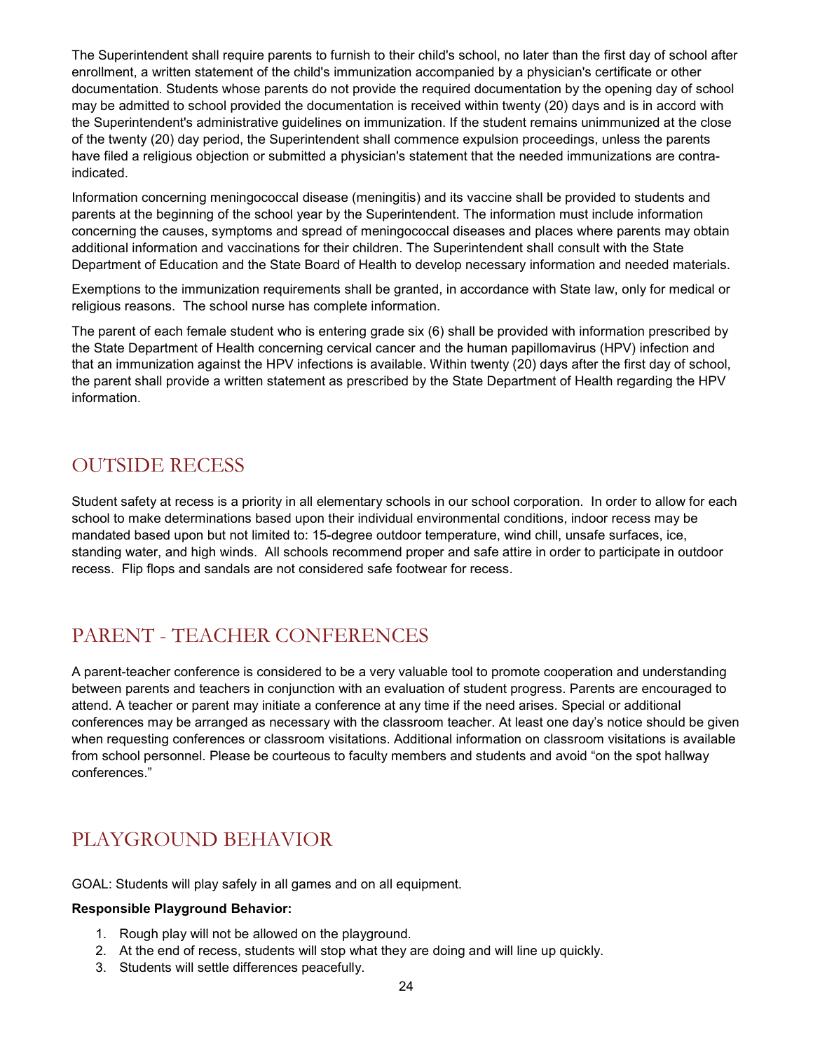The Superintendent shall require parents to furnish to their child's school, no later than the first day of school after enrollment, a written statement of the child's immunization accompanied by a physician's certificate or other documentation. Students whose parents do not provide the required documentation by the opening day of school may be admitted to school provided the documentation is received within twenty (20) days and is in accord with the Superintendent's administrative guidelines on immunization. If the student remains unimmunized at the close of the twenty (20) day period, the Superintendent shall commence expulsion proceedings, unless the parents have filed a religious objection or submitted a physician's statement that the needed immunizations are contra-indicated.

Information concerning meningococcal disease (meningitis) and its vaccine shall be provided to students and parents at the beginning of the school year by the Superintendent. The information must include information concerning the causes, symptoms and spread of meningococcal diseases and places where parents may obtain additional information and vaccinations for their children. The Superintendent shall consult with the State Department of Education and the State Board of Health to develop necessary information and needed materials.

Exemptions to the immunization requirements shall be granted, in accordance with State law, only for medical or religious reasons. The school nurse has complete information.

The parent of each female student who is entering grade six (6) shall be provided with information prescribed by the State Department of Health concerning cervical cancer and the human papillomavirus (HPV) infection and that an immunization against the HPV infections is available. Within twenty (20) days after the first day of school, the parent shall provide a written statement as prescribed by the State Department of Health regarding the HPV information.

# OUTSIDE RECESS

Student safety at recess is a priority in all elementary schools in our school corporation. In order to allow for each school to make determinations based upon their individual environmental conditions, indoor recess may be mandated based upon but not limited to: 15-degree outdoor temperature, wind chill, unsafe surfaces, ice, standing water, and high winds. All schools recommend proper and safe attire in order to participate in outdoor recess. Flip flops and sandals are not considered safe footwear for recess.

# PARENT - TEACHER CONFERENCES

A parent-teacher conference is considered to be a very valuable tool to promote cooperation and understanding between parents and teachers in conjunction with an evaluation of student progress. Parents are encouraged to attend. A teacher or parent may initiate a conference at any time if the need arises. Special or additional conferences may be arranged as necessary with the classroom teacher. At least one day's notice should be given when requesting conferences or classroom visitations. Additional information on classroom visitations is available from school personnel. Please be courteous to faculty members and students and avoid "on the spot hallway conferences."

# PLAYGROUND BEHAVIOR

GOAL: Students will play safely in all games and on all equipment.

**Responsible Playground Behavior:**

1. Rough play will not be allowed on the playground.
2. At the end of recess, students will stop what they are doing and will line up quickly.
3. Students will settle differences peacefully.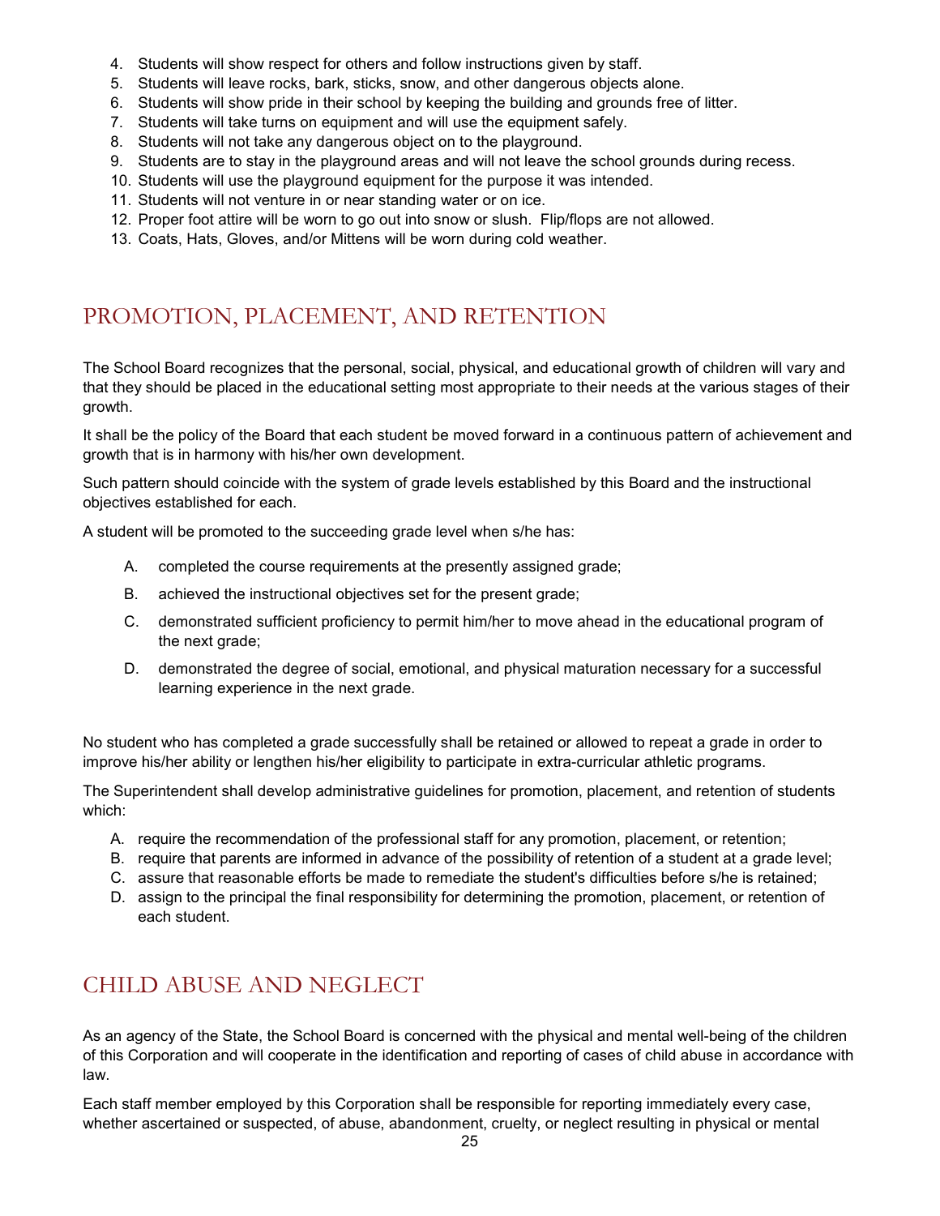4. Students will show respect for others and follow instructions given by staff.
5. Students will leave rocks, bark, sticks, snow, and other dangerous objects alone.
6. Students will show pride in their school by keeping the building and grounds free of litter.
7. Students will take turns on equipment and will use the equipment safely.
8. Students will not take any dangerous object on to the playground.
9. Students are to stay in the playground areas and will not leave the school grounds during recess.
10. Students will use the playground equipment for the purpose it was intended.
11. Students will not venture in or near standing water or on ice.
12. Proper foot attire will be worn to go out into snow or slush. Flip/flops are not allowed.
13. Coats, Hats, Gloves, and/or Mittens will be worn during cold weather.

## PROMOTION, PLACEMENT, AND RETENTION

The School Board recognizes that the personal, social, physical, and educational growth of children will vary and that they should be placed in the educational setting most appropriate to their needs at the various stages of their growth.

It shall be the policy of the Board that each student be moved forward in a continuous pattern of achievement and growth that is in harmony with his/her own development.

Such pattern should coincide with the system of grade levels established by this Board and the instructional objectives established for each.

A student will be promoted to the succeeding grade level when s/he has:

A. completed the course requirements at the presently assigned grade;

B. achieved the instructional objectives set for the present grade;

C. demonstrated sufficient proficiency to permit him/her to move ahead in the educational program of the next grade;

D. demonstrated the degree of social, emotional, and physical maturation necessary for a successful learning experience in the next grade.

No student who has completed a grade successfully shall be retained or allowed to repeat a grade in order to improve his/her ability or lengthen his/her eligibility to participate in extra-curricular athletic programs.

The Superintendent shall develop administrative guidelines for promotion, placement, and retention of students which:

A. require the recommendation of the professional staff for any promotion, placement, or retention;
B. require that parents are informed in advance of the possibility of retention of a student at a grade level;
C. assure that reasonable efforts be made to remediate the student's difficulties before s/he is retained;
D. assign to the principal the final responsibility for determining the promotion, placement, or retention of each student.

## CHILD ABUSE AND NEGLECT

As an agency of the State, the School Board is concerned with the physical and mental well-being of the children of this Corporation and will cooperate in the identification and reporting of cases of child abuse in accordance with law.

Each staff member employed by this Corporation shall be responsible for reporting immediately every case, whether ascertained or suspected, of abuse, abandonment, cruelty, or neglect resulting in physical or mental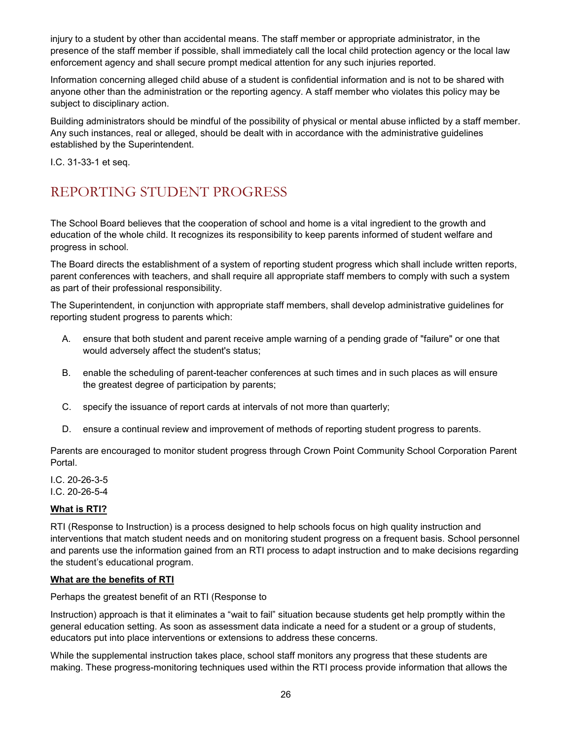injury to a student by other than accidental means. The staff member or appropriate administrator, in the presence of the staff member if possible, shall immediately call the local child protection agency or the local law enforcement agency and shall secure prompt medical attention for any such injuries reported.

Information concerning alleged child abuse of a student is confidential information and is not to be shared with anyone other than the administration or the reporting agency. A staff member who violates this policy may be subject to disciplinary action.

Building administrators should be mindful of the possibility of physical or mental abuse inflicted by a staff member. Any such instances, real or alleged, should be dealt with in accordance with the administrative guidelines established by the Superintendent.

I.C. 31-33-1 et seq.

# REPORTING STUDENT PROGRESS

The School Board believes that the cooperation of school and home is a vital ingredient to the growth and education of the whole child. It recognizes its responsibility to keep parents informed of student welfare and progress in school.

The Board directs the establishment of a system of reporting student progress which shall include written reports, parent conferences with teachers, and shall require all appropriate staff members to comply with such a system as part of their professional responsibility.

The Superintendent, in conjunction with appropriate staff members, shall develop administrative guidelines for reporting student progress to parents which:

A. ensure that both student and parent receive ample warning of a pending grade of "failure" or one that would adversely affect the student's status;

B. enable the scheduling of parent-teacher conferences at such times and in such places as will ensure the greatest degree of participation by parents;

C. specify the issuance of report cards at intervals of not more than quarterly;

D. ensure a continual review and improvement of methods of reporting student progress to parents.

Parents are encouraged to monitor student progress through Crown Point Community School Corporation Parent Portal.

I.C. 20-26-3-5
I.C. 20-26-5-4

**What is RTI?**

RTI (Response to Instruction) is a process designed to help schools focus on high quality instruction and interventions that match student needs and on monitoring student progress on a frequent basis. School personnel and parents use the information gained from an RTI process to adapt instruction and to make decisions regarding the student's educational program.

**What are the benefits of RTI**

Perhaps the greatest benefit of an RTI (Response to

Instruction) approach is that it eliminates a "wait to fail" situation because students get help promptly within the general education setting. As soon as assessment data indicate a need for a student or a group of students, educators put into place interventions or extensions to address these concerns.

While the supplemental instruction takes place, school staff monitors any progress that these students are making. These progress-monitoring techniques used within the RTI process provide information that allows the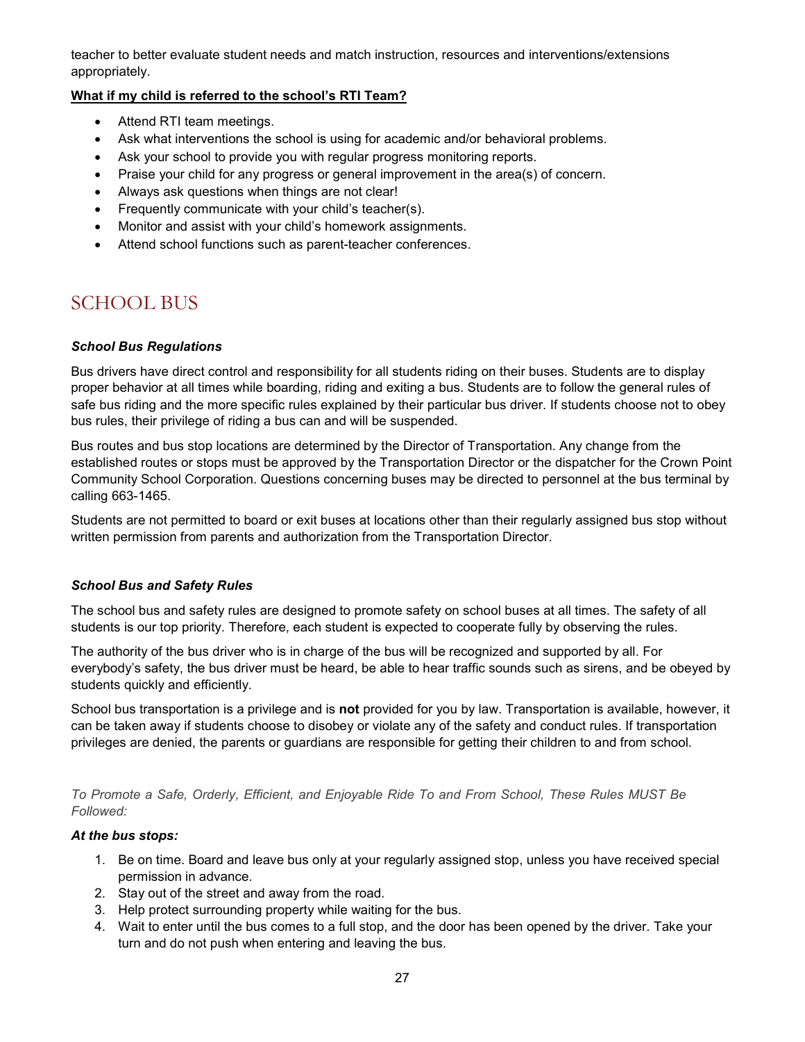teacher to better evaluate student needs and match instruction, resources and interventions/extensions appropriately.

**What if my child is referred to the school's RTI Team?**

- Attend RTI team meetings.
- Ask what interventions the school is using for academic and/or behavioral problems.
- Ask your school to provide you with regular progress monitoring reports.
- Praise your child for any progress or general improvement in the area(s) of concern.
- Always ask questions when things are not clear!
- Frequently communicate with your child's teacher(s).
- Monitor and assist with your child's homework assignments.
- Attend school functions such as parent-teacher conferences.

# SCHOOL BUS

### *School Bus Regulations*

Bus drivers have direct control and responsibility for all students riding on their buses. Students are to display proper behavior at all times while boarding, riding and exiting a bus. Students are to follow the general rules of safe bus riding and the more specific rules explained by their particular bus driver. If students choose not to obey bus rules, their privilege of riding a bus can and will be suspended.

Bus routes and bus stop locations are determined by the Director of Transportation. Any change from the established routes or stops must be approved by the Transportation Director or the dispatcher for the Crown Point Community School Corporation. Questions concerning buses may be directed to personnel at the bus terminal by calling 663-1465.

Students are not permitted to board or exit buses at locations other than their regularly assigned bus stop without written permission from parents and authorization from the Transportation Director.

### *School Bus and Safety Rules*

The school bus and safety rules are designed to promote safety on school buses at all times. The safety of all students is our top priority. Therefore, each student is expected to cooperate fully by observing the rules.

The authority of the bus driver who is in charge of the bus will be recognized and supported by all. For everybody's safety, the bus driver must be heard, be able to hear traffic sounds such as sirens, and be obeyed by students quickly and efficiently.

School bus transportation is a privilege and is **not** provided for you by law. Transportation is available, however, it can be taken away if students choose to disobey or violate any of the safety and conduct rules. If transportation privileges are denied, the parents or guardians are responsible for getting their children to and from school.

*To Promote a Safe, Orderly, Efficient, and Enjoyable Ride To and From School, These Rules MUST Be Followed:*

***At the bus stops:***

1. Be on time. Board and leave bus only at your regularly assigned stop, unless you have received special permission in advance.
2. Stay out of the street and away from the road.
3. Help protect surrounding property while waiting for the bus.
4. Wait to enter until the bus comes to a full stop, and the door has been opened by the driver. Take your turn and do not push when entering and leaving the bus.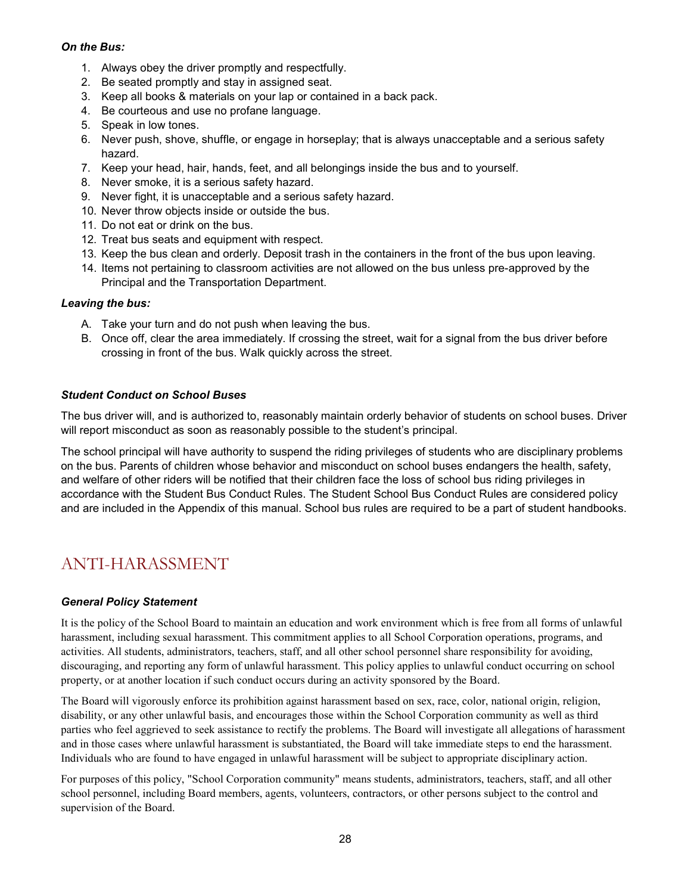***On the Bus:***

1. Always obey the driver promptly and respectfully.
2. Be seated promptly and stay in assigned seat.
3. Keep all books & materials on your lap or contained in a back pack.
4. Be courteous and use no profane language.
5. Speak in low tones.
6. Never push, shove, shuffle, or engage in horseplay; that is always unacceptable and a serious safety hazard.
7. Keep your head, hair, hands, feet, and all belongings inside the bus and to yourself.
8. Never smoke, it is a serious safety hazard.
9. Never fight, it is unacceptable and a serious safety hazard.
10. Never throw objects inside or outside the bus.
11. Do not eat or drink on the bus.
12. Treat bus seats and equipment with respect.
13. Keep the bus clean and orderly. Deposit trash in the containers in the front of the bus upon leaving.
14. Items not pertaining to classroom activities are not allowed on the bus unless pre-approved by the Principal and the Transportation Department.

***Leaving the bus:***

A. Take your turn and do not push when leaving the bus.
B. Once off, clear the area immediately. If crossing the street, wait for a signal from the bus driver before crossing in front of the bus. Walk quickly across the street.

***Student Conduct on School Buses***

The bus driver will, and is authorized to, reasonably maintain orderly behavior of students on school buses. Driver will report misconduct as soon as reasonably possible to the student's principal.

The school principal will have authority to suspend the riding privileges of students who are disciplinary problems on the bus. Parents of children whose behavior and misconduct on school buses endangers the health, safety, and welfare of other riders will be notified that their children face the loss of school bus riding privileges in accordance with the Student Bus Conduct Rules. The Student School Bus Conduct Rules are considered policy and are included in the Appendix of this manual. School bus rules are required to be a part of student handbooks.

# ANTI-HARASSMENT

***General Policy Statement***

It is the policy of the School Board to maintain an education and work environment which is free from all forms of unlawful harassment, including sexual harassment. This commitment applies to all School Corporation operations, programs, and activities. All students, administrators, teachers, staff, and all other school personnel share responsibility for avoiding, discouraging, and reporting any form of unlawful harassment. This policy applies to unlawful conduct occurring on school property, or at another location if such conduct occurs during an activity sponsored by the Board.

The Board will vigorously enforce its prohibition against harassment based on sex, race, color, national origin, religion, disability, or any other unlawful basis, and encourages those within the School Corporation community as well as third parties who feel aggrieved to seek assistance to rectify the problems. The Board will investigate all allegations of harassment and in those cases where unlawful harassment is substantiated, the Board will take immediate steps to end the harassment. Individuals who are found to have engaged in unlawful harassment will be subject to appropriate disciplinary action.

For purposes of this policy, "School Corporation community" means students, administrators, teachers, staff, and all other school personnel, including Board members, agents, volunteers, contractors, or other persons subject to the control and supervision of the Board.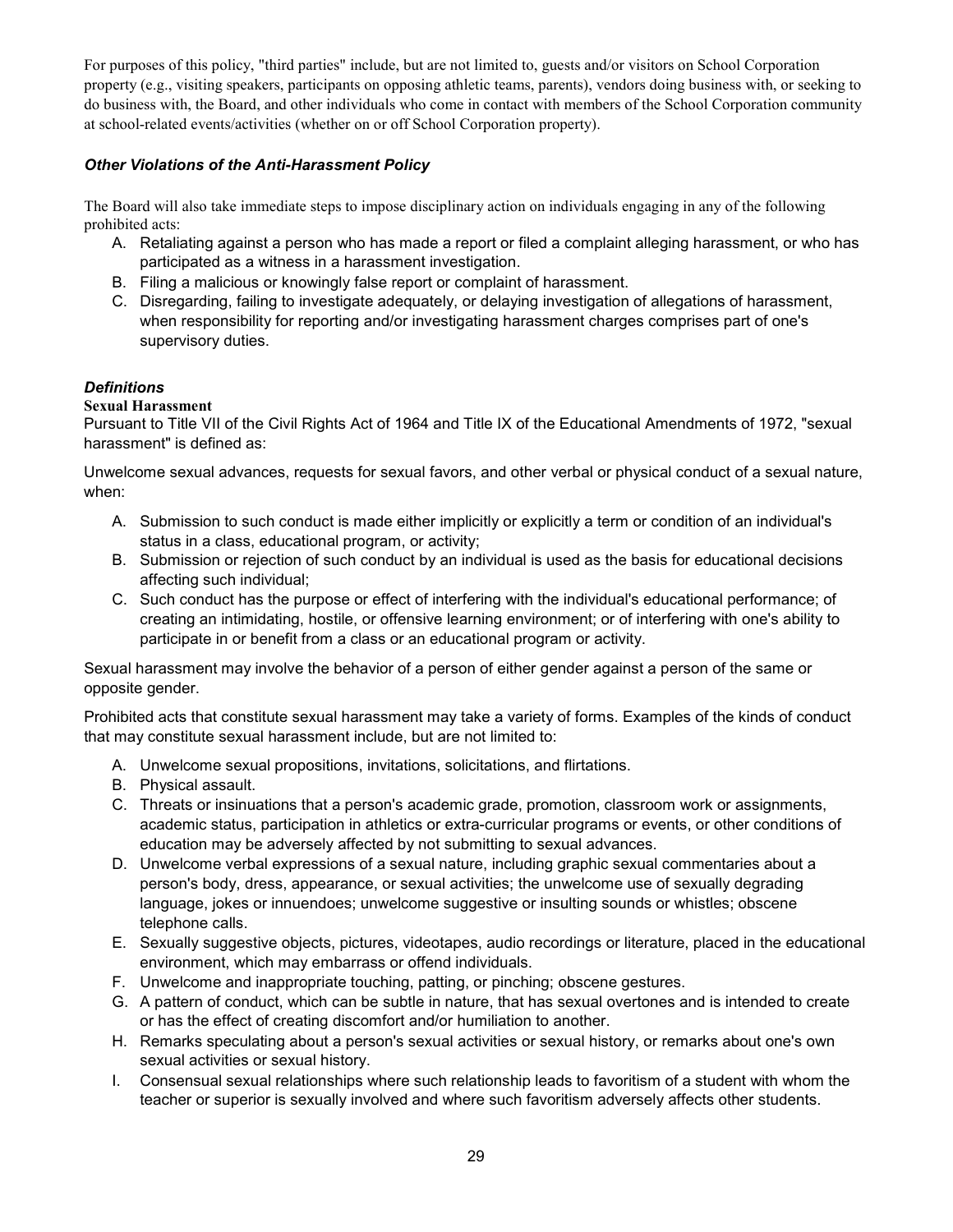For purposes of this policy, "third parties" include, but are not limited to, guests and/or visitors on School Corporation property (e.g., visiting speakers, participants on opposing athletic teams, parents), vendors doing business with, or seeking to do business with, the Board, and other individuals who come in contact with members of the School Corporation community at school-related events/activities (whether on or off School Corporation property).

### *Other Violations of the Anti-Harassment Policy*

The Board will also take immediate steps to impose disciplinary action on individuals engaging in any of the following prohibited acts:

A. Retaliating against a person who has made a report or filed a complaint alleging harassment, or who has participated as a witness in a harassment investigation.
B. Filing a malicious or knowingly false report or complaint of harassment.
C. Disregarding, failing to investigate adequately, or delaying investigation of allegations of harassment, when responsibility for reporting and/or investigating harassment charges comprises part of one's supervisory duties.

### *Definitions*

**Sexual Harassment**

Pursuant to Title VII of the Civil Rights Act of 1964 and Title IX of the Educational Amendments of 1972, "sexual harassment" is defined as:

Unwelcome sexual advances, requests for sexual favors, and other verbal or physical conduct of a sexual nature, when:

A. Submission to such conduct is made either implicitly or explicitly a term or condition of an individual's status in a class, educational program, or activity;
B. Submission or rejection of such conduct by an individual is used as the basis for educational decisions affecting such individual;
C. Such conduct has the purpose or effect of interfering with the individual's educational performance; of creating an intimidating, hostile, or offensive learning environment; or of interfering with one's ability to participate in or benefit from a class or an educational program or activity.

Sexual harassment may involve the behavior of a person of either gender against a person of the same or opposite gender.

Prohibited acts that constitute sexual harassment may take a variety of forms. Examples of the kinds of conduct that may constitute sexual harassment include, but are not limited to:

A. Unwelcome sexual propositions, invitations, solicitations, and flirtations.
B. Physical assault.
C. Threats or insinuations that a person's academic grade, promotion, classroom work or assignments, academic status, participation in athletics or extra-curricular programs or events, or other conditions of education may be adversely affected by not submitting to sexual advances.
D. Unwelcome verbal expressions of a sexual nature, including graphic sexual commentaries about a person's body, dress, appearance, or sexual activities; the unwelcome use of sexually degrading language, jokes or innuendoes; unwelcome suggestive or insulting sounds or whistles; obscene telephone calls.
E. Sexually suggestive objects, pictures, videotapes, audio recordings or literature, placed in the educational environment, which may embarrass or offend individuals.
F. Unwelcome and inappropriate touching, patting, or pinching; obscene gestures.
G. A pattern of conduct, which can be subtle in nature, that has sexual overtones and is intended to create or has the effect of creating discomfort and/or humiliation to another.
H. Remarks speculating about a person's sexual activities or sexual history, or remarks about one's own sexual activities or sexual history.
I. Consensual sexual relationships where such relationship leads to favoritism of a student with whom the teacher or superior is sexually involved and where such favoritism adversely affects other students.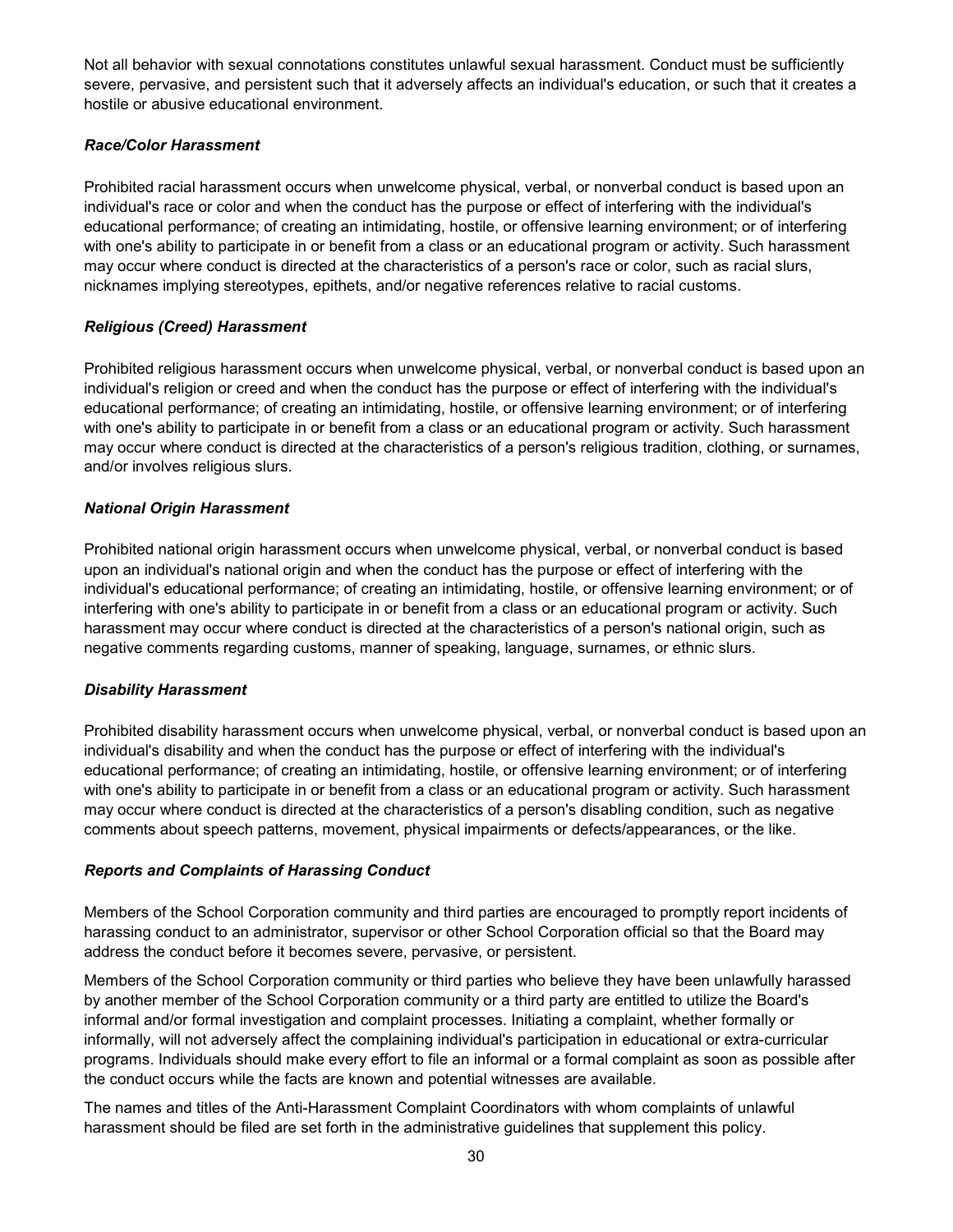Not all behavior with sexual connotations constitutes unlawful sexual harassment. Conduct must be sufficiently severe, pervasive, and persistent such that it adversely affects an individual's education, or such that it creates a hostile or abusive educational environment.

### *Race/Color Harassment*

Prohibited racial harassment occurs when unwelcome physical, verbal, or nonverbal conduct is based upon an individual's race or color and when the conduct has the purpose or effect of interfering with the individual's educational performance; of creating an intimidating, hostile, or offensive learning environment; or of interfering with one's ability to participate in or benefit from a class or an educational program or activity. Such harassment may occur where conduct is directed at the characteristics of a person's race or color, such as racial slurs, nicknames implying stereotypes, epithets, and/or negative references relative to racial customs.

### *Religious (Creed) Harassment*

Prohibited religious harassment occurs when unwelcome physical, verbal, or nonverbal conduct is based upon an individual's religion or creed and when the conduct has the purpose or effect of interfering with the individual's educational performance; of creating an intimidating, hostile, or offensive learning environment; or of interfering with one's ability to participate in or benefit from a class or an educational program or activity. Such harassment may occur where conduct is directed at the characteristics of a person's religious tradition, clothing, or surnames, and/or involves religious slurs.

### *National Origin Harassment*

Prohibited national origin harassment occurs when unwelcome physical, verbal, or nonverbal conduct is based upon an individual's national origin and when the conduct has the purpose or effect of interfering with the individual's educational performance; of creating an intimidating, hostile, or offensive learning environment; or of interfering with one's ability to participate in or benefit from a class or an educational program or activity. Such harassment may occur where conduct is directed at the characteristics of a person's national origin, such as negative comments regarding customs, manner of speaking, language, surnames, or ethnic slurs.

### *Disability Harassment*

Prohibited disability harassment occurs when unwelcome physical, verbal, or nonverbal conduct is based upon an individual's disability and when the conduct has the purpose or effect of interfering with the individual's educational performance; of creating an intimidating, hostile, or offensive learning environment; or of interfering with one's ability to participate in or benefit from a class or an educational program or activity. Such harassment may occur where conduct is directed at the characteristics of a person's disabling condition, such as negative comments about speech patterns, movement, physical impairments or defects/appearances, or the like.

### *Reports and Complaints of Harassing Conduct*

Members of the School Corporation community and third parties are encouraged to promptly report incidents of harassing conduct to an administrator, supervisor or other School Corporation official so that the Board may address the conduct before it becomes severe, pervasive, or persistent.

Members of the School Corporation community or third parties who believe they have been unlawfully harassed by another member of the School Corporation community or a third party are entitled to utilize the Board's informal and/or formal investigation and complaint processes. Initiating a complaint, whether formally or informally, will not adversely affect the complaining individual's participation in educational or extra-curricular programs. Individuals should make every effort to file an informal or a formal complaint as soon as possible after the conduct occurs while the facts are known and potential witnesses are available.

The names and titles of the Anti-Harassment Complaint Coordinators with whom complaints of unlawful harassment should be filed are set forth in the administrative guidelines that supplement this policy.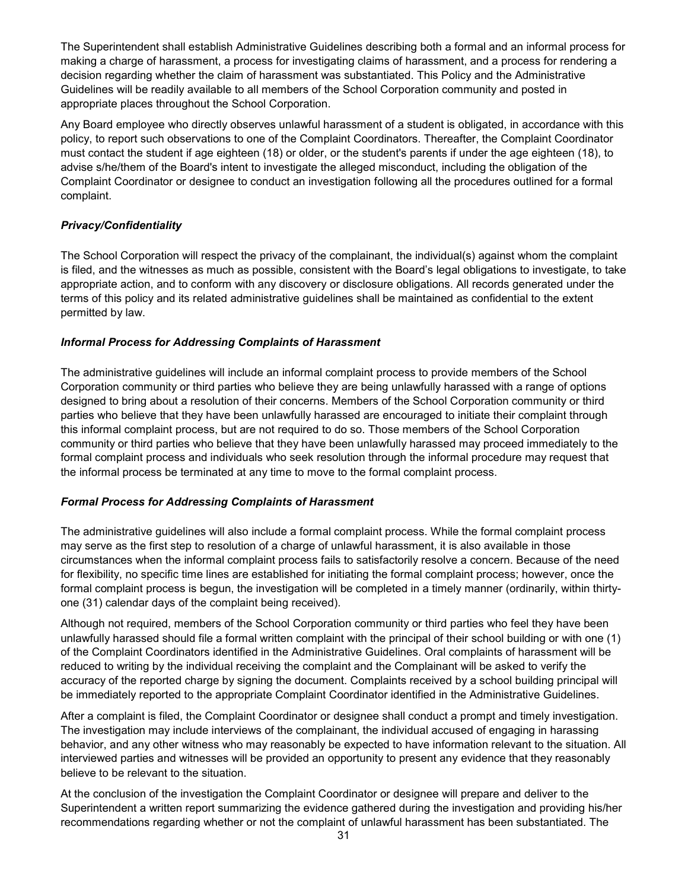The Superintendent shall establish Administrative Guidelines describing both a formal and an informal process for making a charge of harassment, a process for investigating claims of harassment, and a process for rendering a decision regarding whether the claim of harassment was substantiated. This Policy and the Administrative Guidelines will be readily available to all members of the School Corporation community and posted in appropriate places throughout the School Corporation.

Any Board employee who directly observes unlawful harassment of a student is obligated, in accordance with this policy, to report such observations to one of the Complaint Coordinators. Thereafter, the Complaint Coordinator must contact the student if age eighteen (18) or older, or the student's parents if under the age eighteen (18), to advise s/he/them of the Board's intent to investigate the alleged misconduct, including the obligation of the Complaint Coordinator or designee to conduct an investigation following all the procedures outlined for a formal complaint.

### *Privacy/Confidentiality*

The School Corporation will respect the privacy of the complainant, the individual(s) against whom the complaint is filed, and the witnesses as much as possible, consistent with the Board's legal obligations to investigate, to take appropriate action, and to conform with any discovery or disclosure obligations. All records generated under the terms of this policy and its related administrative guidelines shall be maintained as confidential to the extent permitted by law.

### *Informal Process for Addressing Complaints of Harassment*

The administrative guidelines will include an informal complaint process to provide members of the School Corporation community or third parties who believe they are being unlawfully harassed with a range of options designed to bring about a resolution of their concerns. Members of the School Corporation community or third parties who believe that they have been unlawfully harassed are encouraged to initiate their complaint through this informal complaint process, but are not required to do so. Those members of the School Corporation community or third parties who believe that they have been unlawfully harassed may proceed immediately to the formal complaint process and individuals who seek resolution through the informal procedure may request that the informal process be terminated at any time to move to the formal complaint process.

### *Formal Process for Addressing Complaints of Harassment*

The administrative guidelines will also include a formal complaint process. While the formal complaint process may serve as the first step to resolution of a charge of unlawful harassment, it is also available in those circumstances when the informal complaint process fails to satisfactorily resolve a concern. Because of the need for flexibility, no specific time lines are established for initiating the formal complaint process; however, once the formal complaint process is begun, the investigation will be completed in a timely manner (ordinarily, within thirty-one (31) calendar days of the complaint being received).

Although not required, members of the School Corporation community or third parties who feel they have been unlawfully harassed should file a formal written complaint with the principal of their school building or with one (1) of the Complaint Coordinators identified in the Administrative Guidelines. Oral complaints of harassment will be reduced to writing by the individual receiving the complaint and the Complainant will be asked to verify the accuracy of the reported charge by signing the document. Complaints received by a school building principal will be immediately reported to the appropriate Complaint Coordinator identified in the Administrative Guidelines.

After a complaint is filed, the Complaint Coordinator or designee shall conduct a prompt and timely investigation. The investigation may include interviews of the complainant, the individual accused of engaging in harassing behavior, and any other witness who may reasonably be expected to have information relevant to the situation. All interviewed parties and witnesses will be provided an opportunity to present any evidence that they reasonably believe to be relevant to the situation.

At the conclusion of the investigation the Complaint Coordinator or designee will prepare and deliver to the Superintendent a written report summarizing the evidence gathered during the investigation and providing his/her recommendations regarding whether or not the complaint of unlawful harassment has been substantiated. The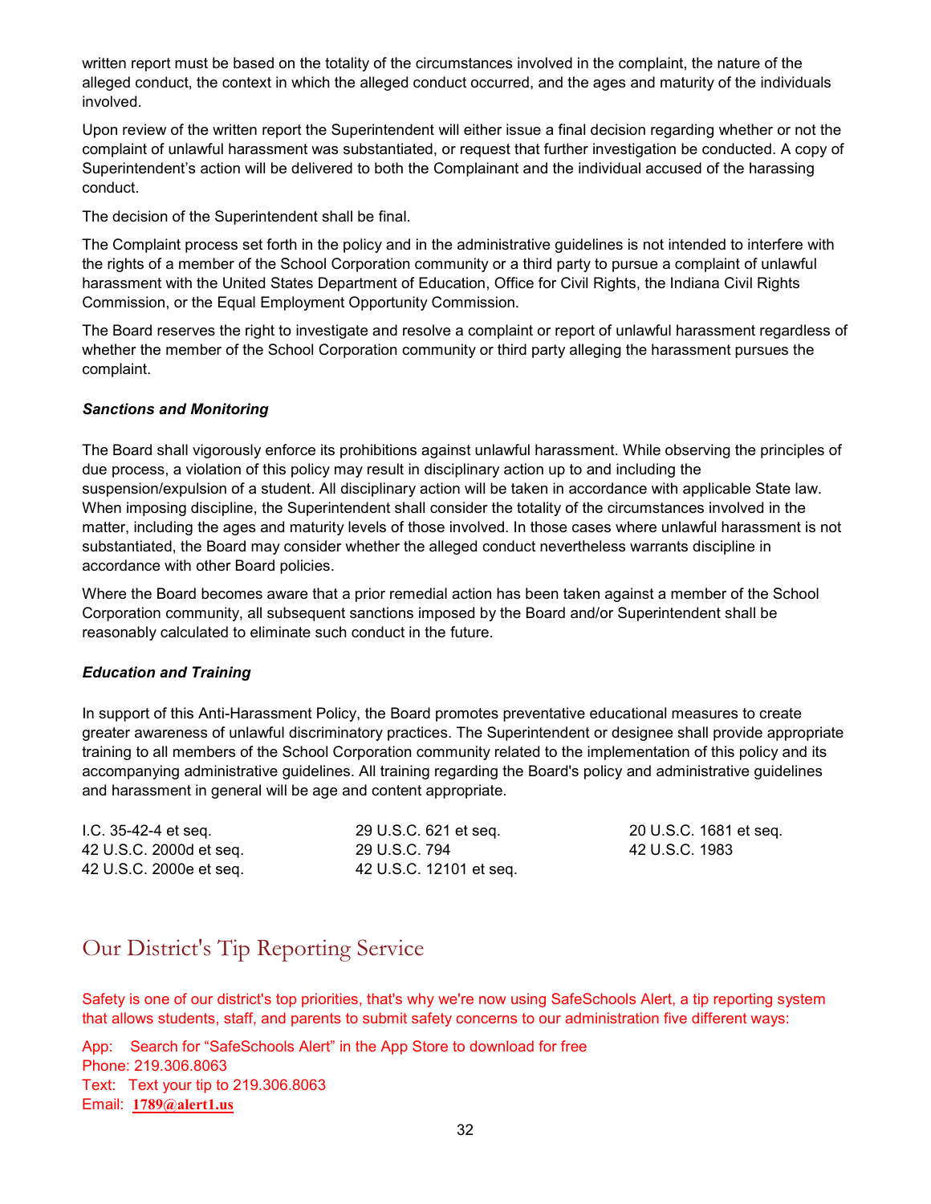written report must be based on the totality of the circumstances involved in the complaint, the nature of the alleged conduct, the context in which the alleged conduct occurred, and the ages and maturity of the individuals involved.

Upon review of the written report the Superintendent will either issue a final decision regarding whether or not the complaint of unlawful harassment was substantiated, or request that further investigation be conducted. A copy of Superintendent's action will be delivered to both the Complainant and the individual accused of the harassing conduct.

The decision of the Superintendent shall be final.

The Complaint process set forth in the policy and in the administrative guidelines is not intended to interfere with the rights of a member of the School Corporation community or a third party to pursue a complaint of unlawful harassment with the United States Department of Education, Office for Civil Rights, the Indiana Civil Rights Commission, or the Equal Employment Opportunity Commission.

The Board reserves the right to investigate and resolve a complaint or report of unlawful harassment regardless of whether the member of the School Corporation community or third party alleging the harassment pursues the complaint.

***Sanctions and Monitoring***

The Board shall vigorously enforce its prohibitions against unlawful harassment. While observing the principles of due process, a violation of this policy may result in disciplinary action up to and including the suspension/expulsion of a student. All disciplinary action will be taken in accordance with applicable State law. When imposing discipline, the Superintendent shall consider the totality of the circumstances involved in the matter, including the ages and maturity levels of those involved. In those cases where unlawful harassment is not substantiated, the Board may consider whether the alleged conduct nevertheless warrants discipline in accordance with other Board policies.

Where the Board becomes aware that a prior remedial action has been taken against a member of the School Corporation community, all subsequent sanctions imposed by the Board and/or Superintendent shall be reasonably calculated to eliminate such conduct in the future.

***Education and Training***

In support of this Anti-Harassment Policy, the Board promotes preventative educational measures to create greater awareness of unlawful discriminatory practices. The Superintendent or designee shall provide appropriate training to all members of the School Corporation community related to the implementation of this policy and its accompanying administrative guidelines. All training regarding the Board's policy and administrative guidelines and harassment in general will be age and content appropriate.

I.C. 35-42-4 et seq.
42 U.S.C. 2000d et seq.
42 U.S.C. 2000e et seq.
29 U.S.C. 621 et seq.
29 U.S.C. 794
42 U.S.C. 12101 et seq.
20 U.S.C. 1681 et seq.
42 U.S.C. 1983

## Our District's Tip Reporting Service

Safety is one of our district's top priorities, that's why we're now using SafeSchools Alert, a tip reporting system that allows students, staff, and parents to submit safety concerns to our administration five different ways:

App: Search for "SafeSchools Alert" in the App Store to download for free
Phone: 219.306.8063
Text: Text your tip to 219.306.8063
Email: **1789@alert1.us**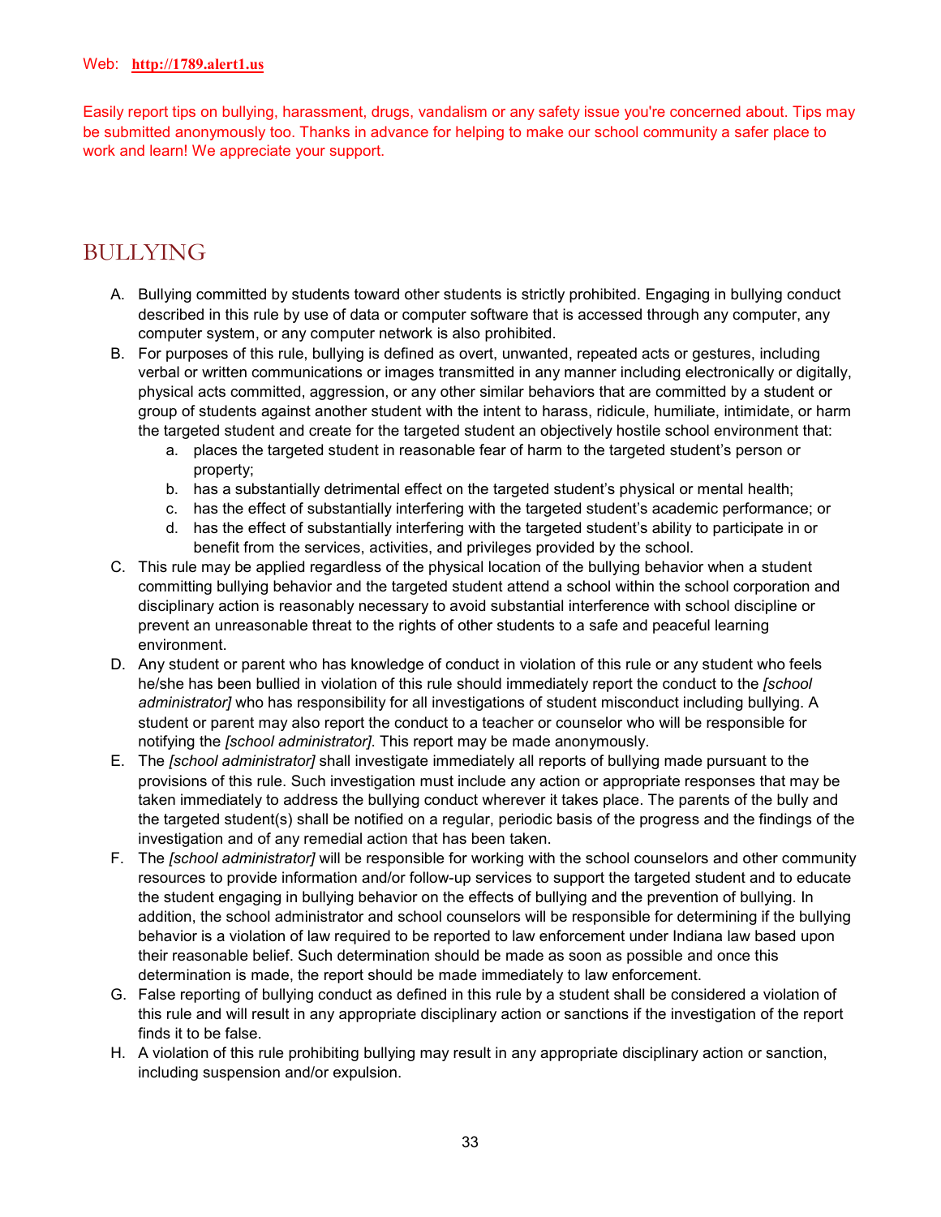Web: **http://1789.alert1.us**

Easily report tips on bullying, harassment, drugs, vandalism or any safety issue you're concerned about. Tips may be submitted anonymously too. Thanks in advance for helping to make our school community a safer place to work and learn! We appreciate your support.

## BULLYING

A. Bullying committed by students toward other students is strictly prohibited. Engaging in bullying conduct described in this rule by use of data or computer software that is accessed through any computer, any computer system, or any computer network is also prohibited.

B. For purposes of this rule, bullying is defined as overt, unwanted, repeated acts or gestures, including verbal or written communications or images transmitted in any manner including electronically or digitally, physical acts committed, aggression, or any other similar behaviors that are committed by a student or group of students against another student with the intent to harass, ridicule, humiliate, intimidate, or harm the targeted student and create for the targeted student an objectively hostile school environment that:
   a. places the targeted student in reasonable fear of harm to the targeted student's person or property;
   b. has a substantially detrimental effect on the targeted student's physical or mental health;
   c. has the effect of substantially interfering with the targeted student's academic performance; or
   d. has the effect of substantially interfering with the targeted student's ability to participate in or benefit from the services, activities, and privileges provided by the school.

C. This rule may be applied regardless of the physical location of the bullying behavior when a student committing bullying behavior and the targeted student attend a school within the school corporation and disciplinary action is reasonably necessary to avoid substantial interference with school discipline or prevent an unreasonable threat to the rights of other students to a safe and peaceful learning environment.

D. Any student or parent who has knowledge of conduct in violation of this rule or any student who feels he/she has been bullied in violation of this rule should immediately report the conduct to the *[school administrator]* who has responsibility for all investigations of student misconduct including bullying. A student or parent may also report the conduct to a teacher or counselor who will be responsible for notifying the *[school administrator]*. This report may be made anonymously.

E. The *[school administrator]* shall investigate immediately all reports of bullying made pursuant to the provisions of this rule. Such investigation must include any action or appropriate responses that may be taken immediately to address the bullying conduct wherever it takes place. The parents of the bully and the targeted student(s) shall be notified on a regular, periodic basis of the progress and the findings of the investigation and of any remedial action that has been taken.

F. The *[school administrator]* will be responsible for working with the school counselors and other community resources to provide information and/or follow-up services to support the targeted student and to educate the student engaging in bullying behavior on the effects of bullying and the prevention of bullying. In addition, the school administrator and school counselors will be responsible for determining if the bullying behavior is a violation of law required to be reported to law enforcement under Indiana law based upon their reasonable belief. Such determination should be made as soon as possible and once this determination is made, the report should be made immediately to law enforcement.

G. False reporting of bullying conduct as defined in this rule by a student shall be considered a violation of this rule and will result in any appropriate disciplinary action or sanctions if the investigation of the report finds it to be false.

H. A violation of this rule prohibiting bullying may result in any appropriate disciplinary action or sanction, including suspension and/or expulsion.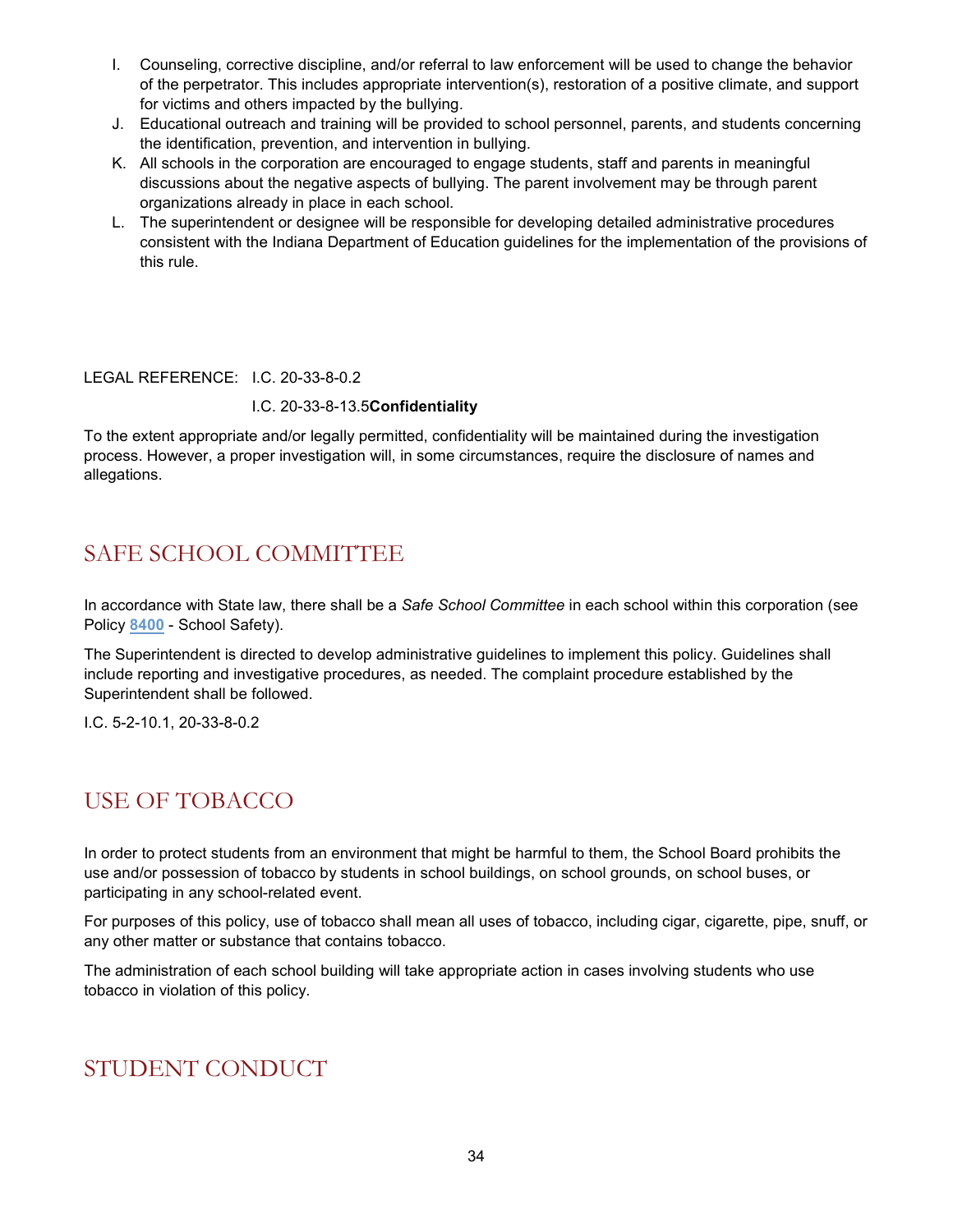I. Counseling, corrective discipline, and/or referral to law enforcement will be used to change the behavior of the perpetrator. This includes appropriate intervention(s), restoration of a positive climate, and support for victims and others impacted by the bullying.
J. Educational outreach and training will be provided to school personnel, parents, and students concerning the identification, prevention, and intervention in bullying.
K. All schools in the corporation are encouraged to engage students, staff and parents in meaningful discussions about the negative aspects of bullying. The parent involvement may be through parent organizations already in place in each school.
L. The superintendent or designee will be responsible for developing detailed administrative procedures consistent with the Indiana Department of Education guidelines for the implementation of the provisions of this rule.

LEGAL REFERENCE: I.C. 20-33-8-0.2

I.C. 20-33-8-13.5**Confidentiality**

To the extent appropriate and/or legally permitted, confidentiality will be maintained during the investigation process. However, a proper investigation will, in some circumstances, require the disclosure of names and allegations.

## SAFE SCHOOL COMMITTEE

In accordance with State law, there shall be a *Safe School Committee* in each school within this corporation (see Policy **8400** - School Safety).

The Superintendent is directed to develop administrative guidelines to implement this policy. Guidelines shall include reporting and investigative procedures, as needed. The complaint procedure established by the Superintendent shall be followed.

I.C. 5-2-10.1, 20-33-8-0.2

## USE OF TOBACCO

In order to protect students from an environment that might be harmful to them, the School Board prohibits the use and/or possession of tobacco by students in school buildings, on school grounds, on school buses, or participating in any school-related event.

For purposes of this policy, use of tobacco shall mean all uses of tobacco, including cigar, cigarette, pipe, snuff, or any other matter or substance that contains tobacco.

The administration of each school building will take appropriate action in cases involving students who use tobacco in violation of this policy.

## STUDENT CONDUCT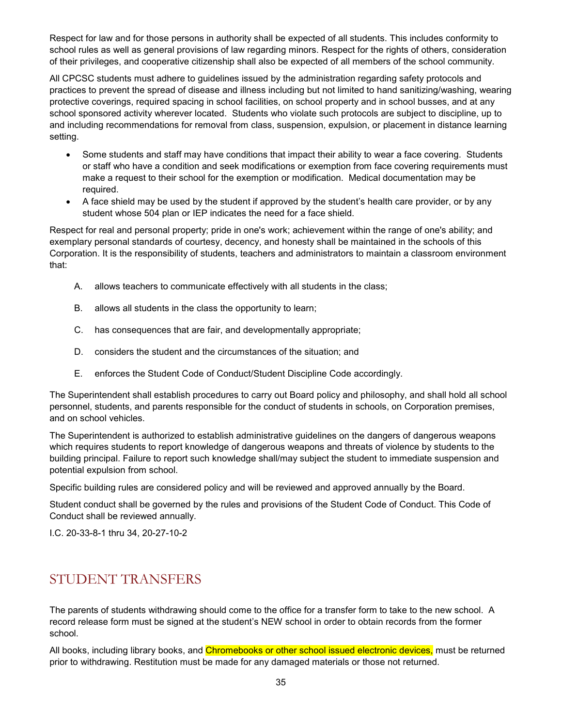Respect for law and for those persons in authority shall be expected of all students. This includes conformity to school rules as well as general provisions of law regarding minors. Respect for the rights of others, consideration of their privileges, and cooperative citizenship shall also be expected of all members of the school community.

All CPCSC students must adhere to guidelines issued by the administration regarding safety protocols and practices to prevent the spread of disease and illness including but not limited to hand sanitizing/washing, wearing protective coverings, required spacing in school facilities, on school property and in school busses, and at any school sponsored activity wherever located. Students who violate such protocols are subject to discipline, up to and including recommendations for removal from class, suspension, expulsion, or placement in distance learning setting.

- Some students and staff may have conditions that impact their ability to wear a face covering. Students or staff who have a condition and seek modifications or exemption from face covering requirements must make a request to their school for the exemption or modification. Medical documentation may be required.
- A face shield may be used by the student if approved by the student's health care provider, or by any student whose 504 plan or IEP indicates the need for a face shield.

Respect for real and personal property; pride in one's work; achievement within the range of one's ability; and exemplary personal standards of courtesy, decency, and honesty shall be maintained in the schools of this Corporation. It is the responsibility of students, teachers and administrators to maintain a classroom environment that:

A. allows teachers to communicate effectively with all students in the class;

B. allows all students in the class the opportunity to learn;

C. has consequences that are fair, and developmentally appropriate;

D. considers the student and the circumstances of the situation; and

E. enforces the Student Code of Conduct/Student Discipline Code accordingly.

The Superintendent shall establish procedures to carry out Board policy and philosophy, and shall hold all school personnel, students, and parents responsible for the conduct of students in schools, on Corporation premises, and on school vehicles.

The Superintendent is authorized to establish administrative guidelines on the dangers of dangerous weapons which requires students to report knowledge of dangerous weapons and threats of violence by students to the building principal. Failure to report such knowledge shall/may subject the student to immediate suspension and potential expulsion from school.

Specific building rules are considered policy and will be reviewed and approved annually by the Board.

Student conduct shall be governed by the rules and provisions of the Student Code of Conduct. This Code of Conduct shall be reviewed annually.

I.C. 20-33-8-1 thru 34, 20-27-10-2

## STUDENT TRANSFERS

The parents of students withdrawing should come to the office for a transfer form to take to the new school. A record release form must be signed at the student's NEW school in order to obtain records from the former school.

All books, including library books, and Chromebooks or other school issued electronic devices, must be returned prior to withdrawing. Restitution must be made for any damaged materials or those not returned.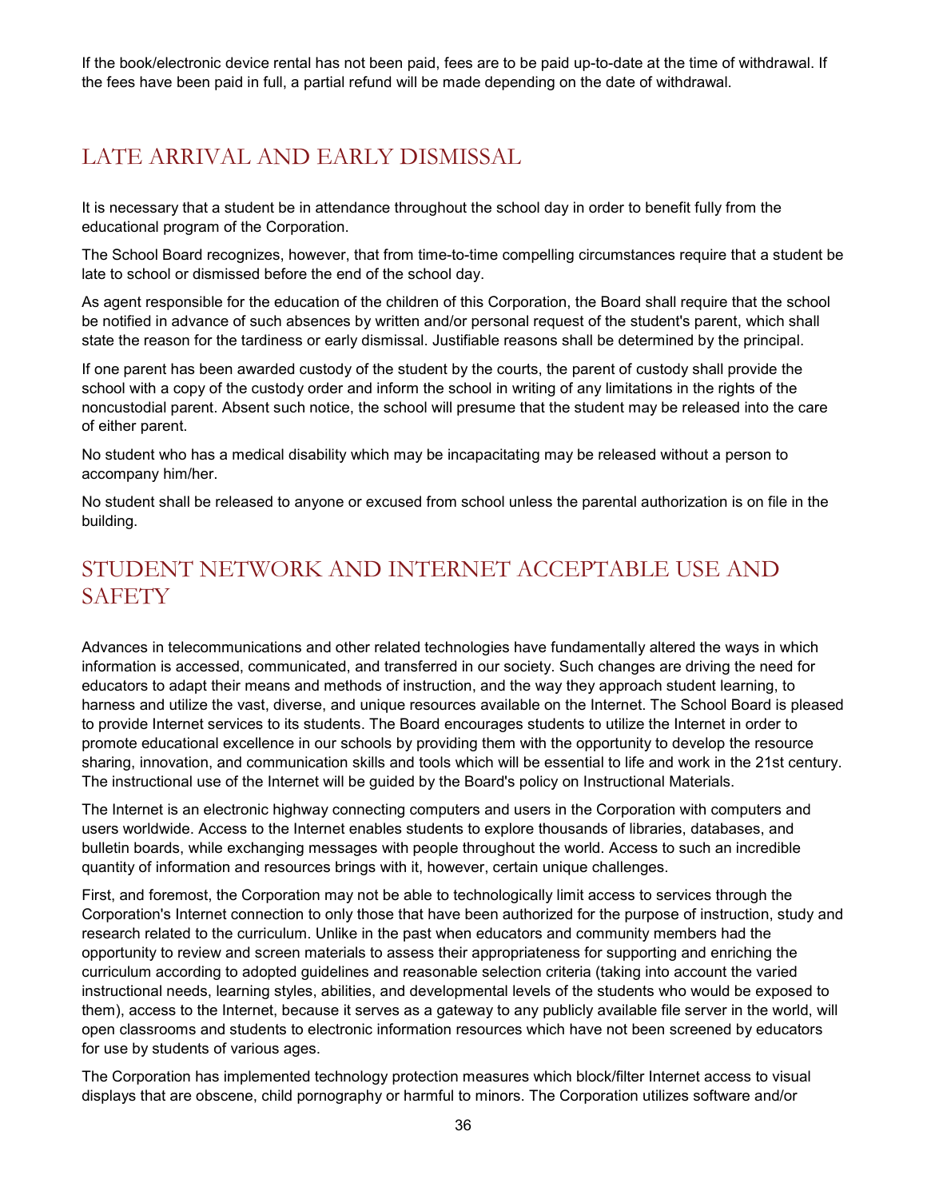If the book/electronic device rental has not been paid, fees are to be paid up-to-date at the time of withdrawal. If the fees have been paid in full, a partial refund will be made depending on the date of withdrawal.

## LATE ARRIVAL AND EARLY DISMISSAL

It is necessary that a student be in attendance throughout the school day in order to benefit fully from the educational program of the Corporation.

The School Board recognizes, however, that from time-to-time compelling circumstances require that a student be late to school or dismissed before the end of the school day.

As agent responsible for the education of the children of this Corporation, the Board shall require that the school be notified in advance of such absences by written and/or personal request of the student's parent, which shall state the reason for the tardiness or early dismissal. Justifiable reasons shall be determined by the principal.

If one parent has been awarded custody of the student by the courts, the parent of custody shall provide the school with a copy of the custody order and inform the school in writing of any limitations in the rights of the noncustodial parent. Absent such notice, the school will presume that the student may be released into the care of either parent.

No student who has a medical disability which may be incapacitating may be released without a person to accompany him/her.

No student shall be released to anyone or excused from school unless the parental authorization is on file in the building.

## STUDENT NETWORK AND INTERNET ACCEPTABLE USE AND SAFETY

Advances in telecommunications and other related technologies have fundamentally altered the ways in which information is accessed, communicated, and transferred in our society. Such changes are driving the need for educators to adapt their means and methods of instruction, and the way they approach student learning, to harness and utilize the vast, diverse, and unique resources available on the Internet. The School Board is pleased to provide Internet services to its students. The Board encourages students to utilize the Internet in order to promote educational excellence in our schools by providing them with the opportunity to develop the resource sharing, innovation, and communication skills and tools which will be essential to life and work in the 21st century. The instructional use of the Internet will be guided by the Board's policy on Instructional Materials.

The Internet is an electronic highway connecting computers and users in the Corporation with computers and users worldwide. Access to the Internet enables students to explore thousands of libraries, databases, and bulletin boards, while exchanging messages with people throughout the world. Access to such an incredible quantity of information and resources brings with it, however, certain unique challenges.

First, and foremost, the Corporation may not be able to technologically limit access to services through the Corporation's Internet connection to only those that have been authorized for the purpose of instruction, study and research related to the curriculum. Unlike in the past when educators and community members had the opportunity to review and screen materials to assess their appropriateness for supporting and enriching the curriculum according to adopted guidelines and reasonable selection criteria (taking into account the varied instructional needs, learning styles, abilities, and developmental levels of the students who would be exposed to them), access to the Internet, because it serves as a gateway to any publicly available file server in the world, will open classrooms and students to electronic information resources which have not been screened by educators for use by students of various ages.

The Corporation has implemented technology protection measures which block/filter Internet access to visual displays that are obscene, child pornography or harmful to minors. The Corporation utilizes software and/or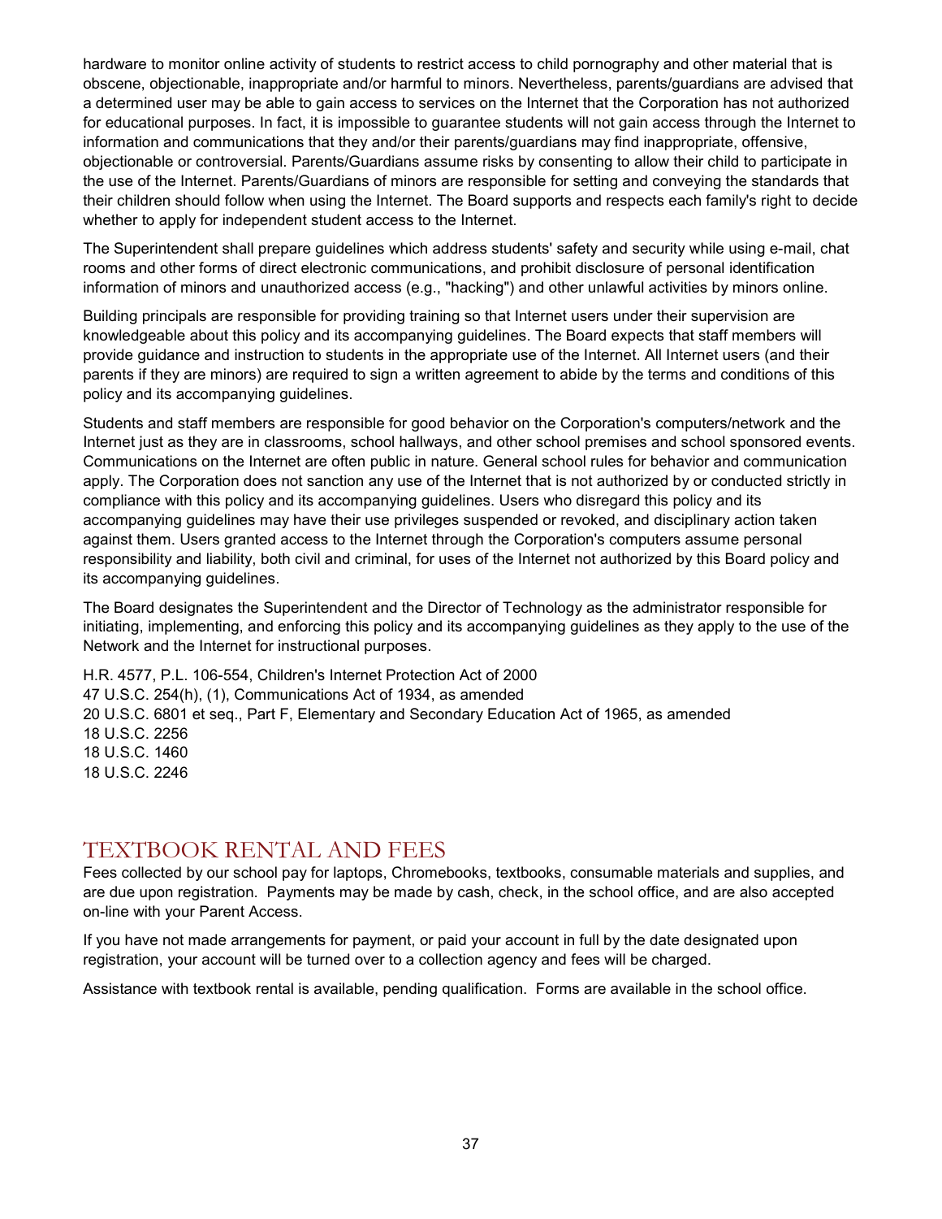hardware to monitor online activity of students to restrict access to child pornography and other material that is obscene, objectionable, inappropriate and/or harmful to minors. Nevertheless, parents/guardians are advised that a determined user may be able to gain access to services on the Internet that the Corporation has not authorized for educational purposes. In fact, it is impossible to guarantee students will not gain access through the Internet to information and communications that they and/or their parents/guardians may find inappropriate, offensive, objectionable or controversial. Parents/Guardians assume risks by consenting to allow their child to participate in the use of the Internet. Parents/Guardians of minors are responsible for setting and conveying the standards that their children should follow when using the Internet. The Board supports and respects each family's right to decide whether to apply for independent student access to the Internet.

The Superintendent shall prepare guidelines which address students' safety and security while using e-mail, chat rooms and other forms of direct electronic communications, and prohibit disclosure of personal identification information of minors and unauthorized access (e.g., "hacking") and other unlawful activities by minors online.

Building principals are responsible for providing training so that Internet users under their supervision are knowledgeable about this policy and its accompanying guidelines. The Board expects that staff members will provide guidance and instruction to students in the appropriate use of the Internet. All Internet users (and their parents if they are minors) are required to sign a written agreement to abide by the terms and conditions of this policy and its accompanying guidelines.

Students and staff members are responsible for good behavior on the Corporation's computers/network and the Internet just as they are in classrooms, school hallways, and other school premises and school sponsored events. Communications on the Internet are often public in nature. General school rules for behavior and communication apply. The Corporation does not sanction any use of the Internet that is not authorized by or conducted strictly in compliance with this policy and its accompanying guidelines. Users who disregard this policy and its accompanying guidelines may have their use privileges suspended or revoked, and disciplinary action taken against them. Users granted access to the Internet through the Corporation's computers assume personal responsibility and liability, both civil and criminal, for uses of the Internet not authorized by this Board policy and its accompanying guidelines.

The Board designates the Superintendent and the Director of Technology as the administrator responsible for initiating, implementing, and enforcing this policy and its accompanying guidelines as they apply to the use of the Network and the Internet for instructional purposes.

H.R. 4577, P.L. 106-554, Children's Internet Protection Act of 2000
47 U.S.C. 254(h), (1), Communications Act of 1934, as amended
20 U.S.C. 6801 et seq., Part F, Elementary and Secondary Education Act of 1965, as amended
18 U.S.C. 2256
18 U.S.C. 1460
18 U.S.C. 2246

## TEXTBOOK RENTAL AND FEES

Fees collected by our school pay for laptops, Chromebooks, textbooks, consumable materials and supplies, and are due upon registration. Payments may be made by cash, check, in the school office, and are also accepted on-line with your Parent Access.

If you have not made arrangements for payment, or paid your account in full by the date designated upon registration, your account will be turned over to a collection agency and fees will be charged.

Assistance with textbook rental is available, pending qualification. Forms are available in the school office.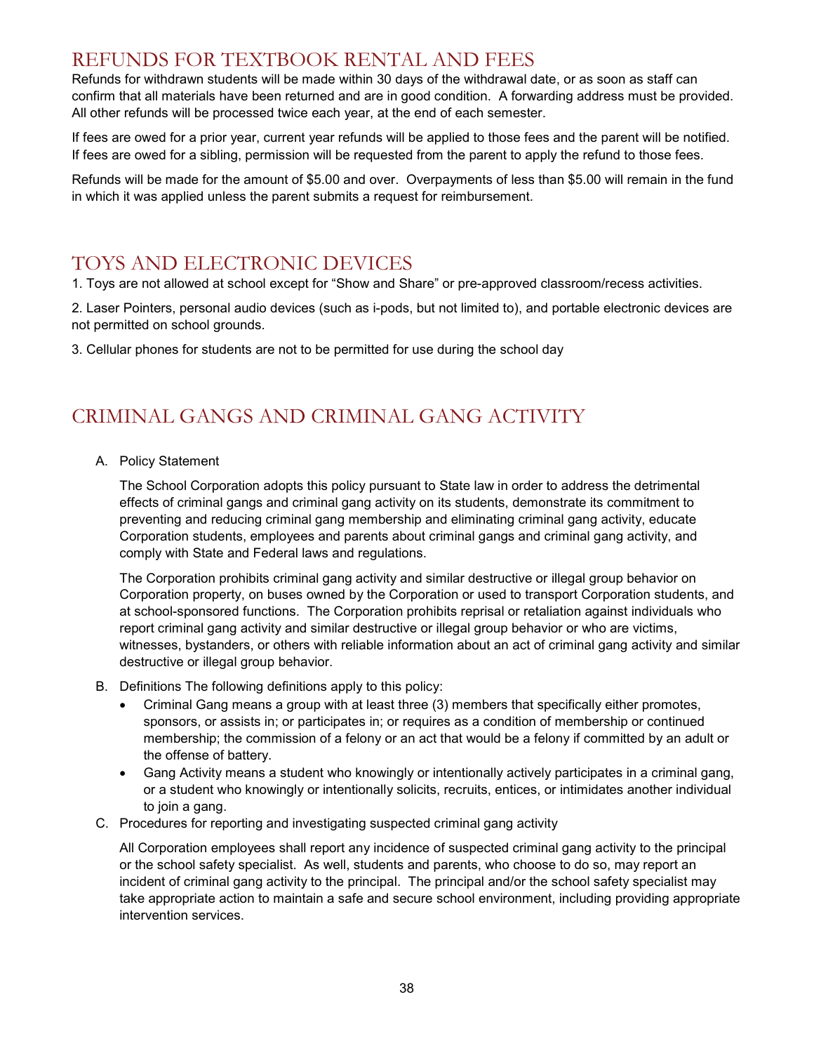## REFUNDS FOR TEXTBOOK RENTAL AND FEES

Refunds for withdrawn students will be made within 30 days of the withdrawal date, or as soon as staff can confirm that all materials have been returned and are in good condition. A forwarding address must be provided. All other refunds will be processed twice each year, at the end of each semester.

If fees are owed for a prior year, current year refunds will be applied to those fees and the parent will be notified. If fees are owed for a sibling, permission will be requested from the parent to apply the refund to those fees.

Refunds will be made for the amount of $5.00 and over. Overpayments of less than $5.00 will remain in the fund in which it was applied unless the parent submits a request for reimbursement.

## TOYS AND ELECTRONIC DEVICES

1. Toys are not allowed at school except for "Show and Share" or pre-approved classroom/recess activities.

2. Laser Pointers, personal audio devices (such as i-pods, but not limited to), and portable electronic devices are not permitted on school grounds.

3. Cellular phones for students are not to be permitted for use during the school day

## CRIMINAL GANGS AND CRIMINAL GANG ACTIVITY

A. Policy Statement

   The School Corporation adopts this policy pursuant to State law in order to address the detrimental effects of criminal gangs and criminal gang activity on its students, demonstrate its commitment to preventing and reducing criminal gang membership and eliminating criminal gang activity, educate Corporation students, employees and parents about criminal gangs and criminal gang activity, and comply with State and Federal laws and regulations.

   The Corporation prohibits criminal gang activity and similar destructive or illegal group behavior on Corporation property, on buses owned by the Corporation or used to transport Corporation students, and at school-sponsored functions. The Corporation prohibits reprisal or retaliation against individuals who report criminal gang activity and similar destructive or illegal group behavior or who are victims, witnesses, bystanders, or others with reliable information about an act of criminal gang activity and similar destructive or illegal group behavior.

B. Definitions The following definitions apply to this policy:
   - Criminal Gang means a group with at least three (3) members that specifically either promotes, sponsors, or assists in; or participates in; or requires as a condition of membership or continued membership; the commission of a felony or an act that would be a felony if committed by an adult or the offense of battery.
   - Gang Activity means a student who knowingly or intentionally actively participates in a criminal gang, or a student who knowingly or intentionally solicits, recruits, entices, or intimidates another individual to join a gang.

C. Procedures for reporting and investigating suspected criminal gang activity

   All Corporation employees shall report any incidence of suspected criminal gang activity to the principal or the school safety specialist. As well, students and parents, who choose to do so, may report an incident of criminal gang activity to the principal. The principal and/or the school safety specialist may take appropriate action to maintain a safe and secure school environment, including providing appropriate intervention services.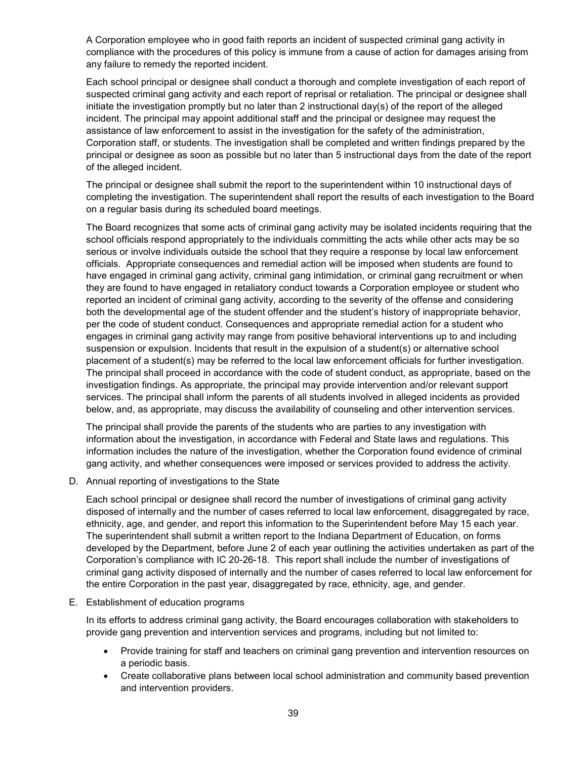A Corporation employee who in good faith reports an incident of suspected criminal gang activity in compliance with the procedures of this policy is immune from a cause of action for damages arising from any failure to remedy the reported incident.

Each school principal or designee shall conduct a thorough and complete investigation of each report of suspected criminal gang activity and each report of reprisal or retaliation. The principal or designee shall initiate the investigation promptly but no later than 2 instructional day(s) of the report of the alleged incident. The principal may appoint additional staff and the principal or designee may request the assistance of law enforcement to assist in the investigation for the safety of the administration, Corporation staff, or students. The investigation shall be completed and written findings prepared by the principal or designee as soon as possible but no later than 5 instructional days from the date of the report of the alleged incident.

The principal or designee shall submit the report to the superintendent within 10 instructional days of completing the investigation. The superintendent shall report the results of each investigation to the Board on a regular basis during its scheduled board meetings.

The Board recognizes that some acts of criminal gang activity may be isolated incidents requiring that the school officials respond appropriately to the individuals committing the acts while other acts may be so serious or involve individuals outside the school that they require a response by local law enforcement officials. Appropriate consequences and remedial action will be imposed when students are found to have engaged in criminal gang activity, criminal gang intimidation, or criminal gang recruitment or when they are found to have engaged in retaliatory conduct towards a Corporation employee or student who reported an incident of criminal gang activity, according to the severity of the offense and considering both the developmental age of the student offender and the student's history of inappropriate behavior, per the code of student conduct. Consequences and appropriate remedial action for a student who engages in criminal gang activity may range from positive behavioral interventions up to and including suspension or expulsion. Incidents that result in the expulsion of a student(s) or alternative school placement of a student(s) may be referred to the local law enforcement officials for further investigation. The principal shall proceed in accordance with the code of student conduct, as appropriate, based on the investigation findings. As appropriate, the principal may provide intervention and/or relevant support services. The principal shall inform the parents of all students involved in alleged incidents as provided below, and, as appropriate, may discuss the availability of counseling and other intervention services.

The principal shall provide the parents of the students who are parties to any investigation with information about the investigation, in accordance with Federal and State laws and regulations. This information includes the nature of the investigation, whether the Corporation found evidence of criminal gang activity, and whether consequences were imposed or services provided to address the activity.

D. Annual reporting of investigations to the State

Each school principal or designee shall record the number of investigations of criminal gang activity disposed of internally and the number of cases referred to local law enforcement, disaggregated by race, ethnicity, age, and gender, and report this information to the Superintendent before May 15 each year. The superintendent shall submit a written report to the Indiana Department of Education, on forms developed by the Department, before June 2 of each year outlining the activities undertaken as part of the Corporation's compliance with IC 20-26-18. This report shall include the number of investigations of criminal gang activity disposed of internally and the number of cases referred to local law enforcement for the entire Corporation in the past year, disaggregated by race, ethnicity, age, and gender.

E. Establishment of education programs

In its efforts to address criminal gang activity, the Board encourages collaboration with stakeholders to provide gang prevention and intervention services and programs, including but not limited to:

- Provide training for staff and teachers on criminal gang prevention and intervention resources on a periodic basis.
- Create collaborative plans between local school administration and community based prevention and intervention providers.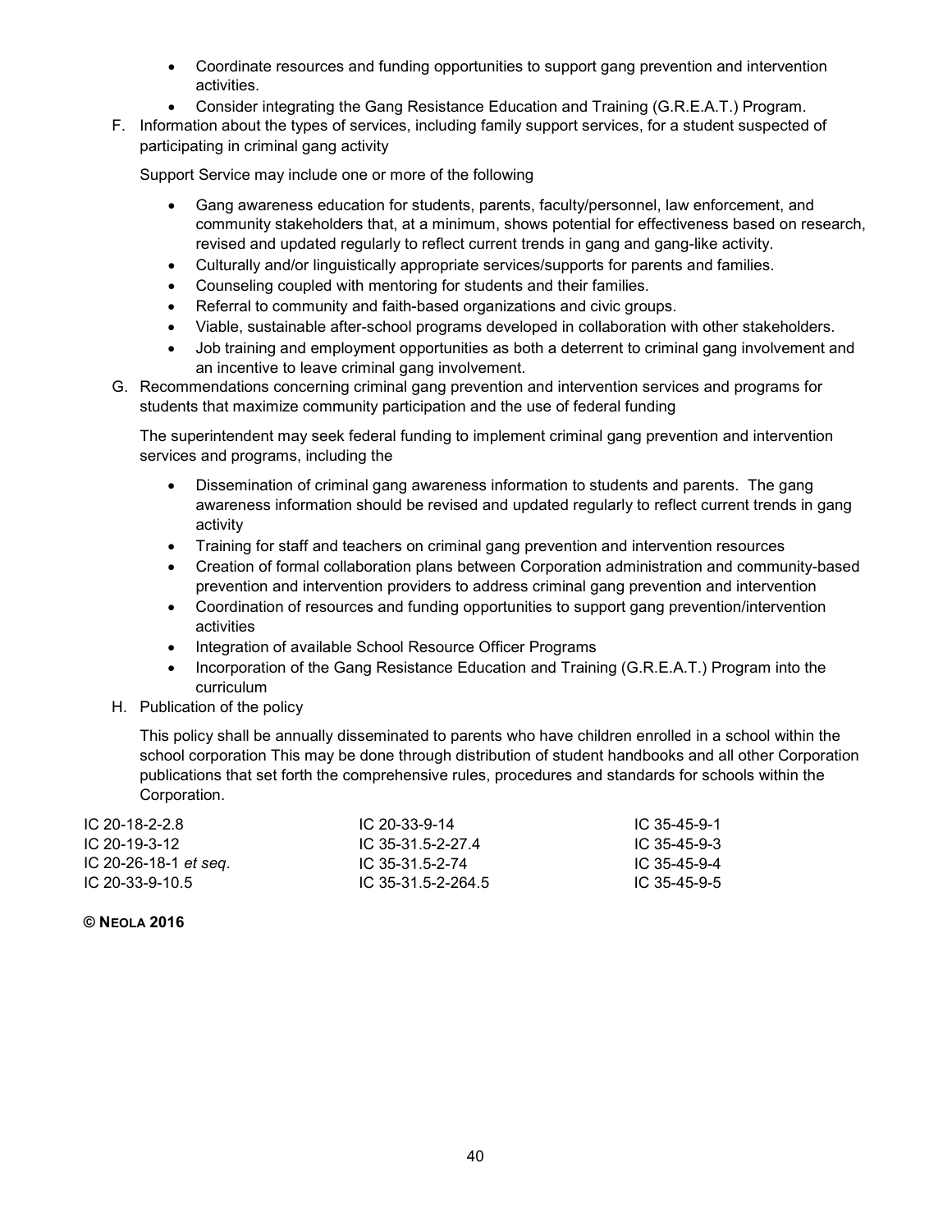- Coordinate resources and funding opportunities to support gang prevention and intervention activities.
- Consider integrating the Gang Resistance Education and Training (G.R.E.A.T.) Program.

F. Information about the types of services, including family support services, for a student suspected of participating in criminal gang activity

Support Service may include one or more of the following

- Gang awareness education for students, parents, faculty/personnel, law enforcement, and community stakeholders that, at a minimum, shows potential for effectiveness based on research, revised and updated regularly to reflect current trends in gang and gang-like activity.
- Culturally and/or linguistically appropriate services/supports for parents and families.
- Counseling coupled with mentoring for students and their families.
- Referral to community and faith-based organizations and civic groups.
- Viable, sustainable after-school programs developed in collaboration with other stakeholders.
- Job training and employment opportunities as both a deterrent to criminal gang involvement and an incentive to leave criminal gang involvement.

G. Recommendations concerning criminal gang prevention and intervention services and programs for students that maximize community participation and the use of federal funding

The superintendent may seek federal funding to implement criminal gang prevention and intervention services and programs, including the

- Dissemination of criminal gang awareness information to students and parents. The gang awareness information should be revised and updated regularly to reflect current trends in gang activity
- Training for staff and teachers on criminal gang prevention and intervention resources
- Creation of formal collaboration plans between Corporation administration and community-based prevention and intervention providers to address criminal gang prevention and intervention
- Coordination of resources and funding opportunities to support gang prevention/intervention activities
- Integration of available School Resource Officer Programs
- Incorporation of the Gang Resistance Education and Training (G.R.E.A.T.) Program into the curriculum

H. Publication of the policy

This policy shall be annually disseminated to parents who have children enrolled in a school within the school corporation This may be done through distribution of student handbooks and all other Corporation publications that set forth the comprehensive rules, procedures and standards for schools within the Corporation.

IC 20-18-2-2.8
IC 20-19-3-12
IC 20-26-18-1 *et seq*.
IC 20-33-9-10.5
IC 20-33-9-14
IC 35-31.5-2-27.4
IC 35-31.5-2-74
IC 35-31.5-2-264.5
IC 35-45-9-1
IC 35-45-9-3
IC 35-45-9-4
IC 35-45-9-5

**© NEOLA 2016**